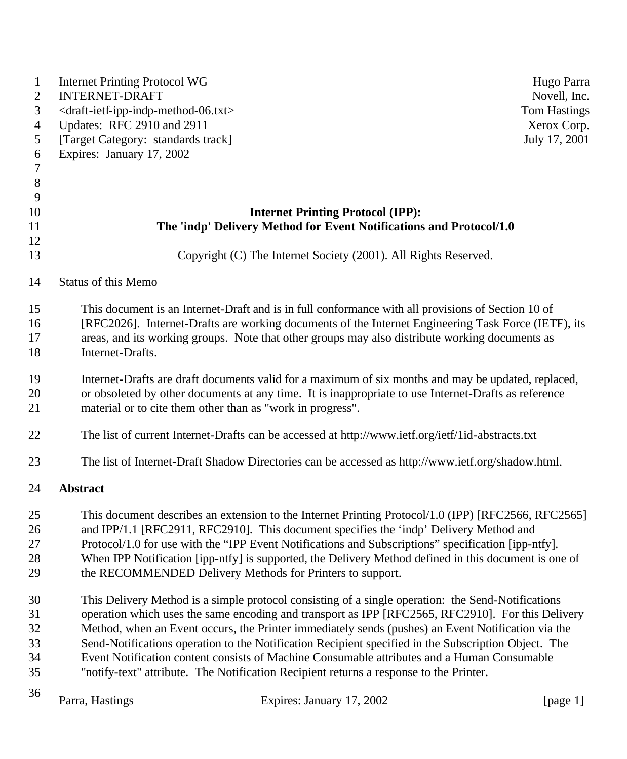Internet Printing Protocol WG — Hugo Parra
INTERNET-DRAFT — Novell, Inc.
<draft-ietf-ipp-indp-method-06.txt> — Tom Hastings
Updates: RFC 2910 and 2911 — Xerox Corp.
[Target Category: standards track] — July 17, 2001
Expires: January 17, 2002

# Internet Printing Protocol (IPP): The 'indp' Delivery Method for Event Notifications and Protocol/1.0

Copyright (C) The Internet Society (2001). All Rights Reserved.

Status of this Memo

This document is an Internet-Draft and is in full conformance with all provisions of Section 10 of [RFC2026]. Internet-Drafts are working documents of the Internet Engineering Task Force (IETF), its areas, and its working groups. Note that other groups may also distribute working documents as Internet-Drafts.

Internet-Drafts are draft documents valid for a maximum of six months and may be updated, replaced, or obsoleted by other documents at any time. It is inappropriate to use Internet-Drafts as reference material or to cite them other than as "work in progress".

The list of current Internet-Drafts can be accessed at http://www.ietf.org/ietf/1id-abstracts.txt

The list of Internet-Draft Shadow Directories can be accessed as http://www.ietf.org/shadow.html.

## Abstract

This document describes an extension to the Internet Printing Protocol/1.0 (IPP) [RFC2566, RFC2565] and IPP/1.1 [RFC2911, RFC2910]. This document specifies the 'indp' Delivery Method and Protocol/1.0 for use with the "IPP Event Notifications and Subscriptions" specification [ipp-ntfy]. When IPP Notification [ipp-ntfy] is supported, the Delivery Method defined in this document is one of the RECOMMENDED Delivery Methods for Printers to support.

This Delivery Method is a simple protocol consisting of a single operation: the Send-Notifications operation which uses the same encoding and transport as IPP [RFC2565, RFC2910]. For this Delivery Method, when an Event occurs, the Printer immediately sends (pushes) an Event Notification via the Send-Notifications operation to the Notification Recipient specified in the Subscription Object. The Event Notification content consists of Machine Consumable attributes and a Human Consumable "notify-text" attribute. The Notification Recipient returns a response to the Printer.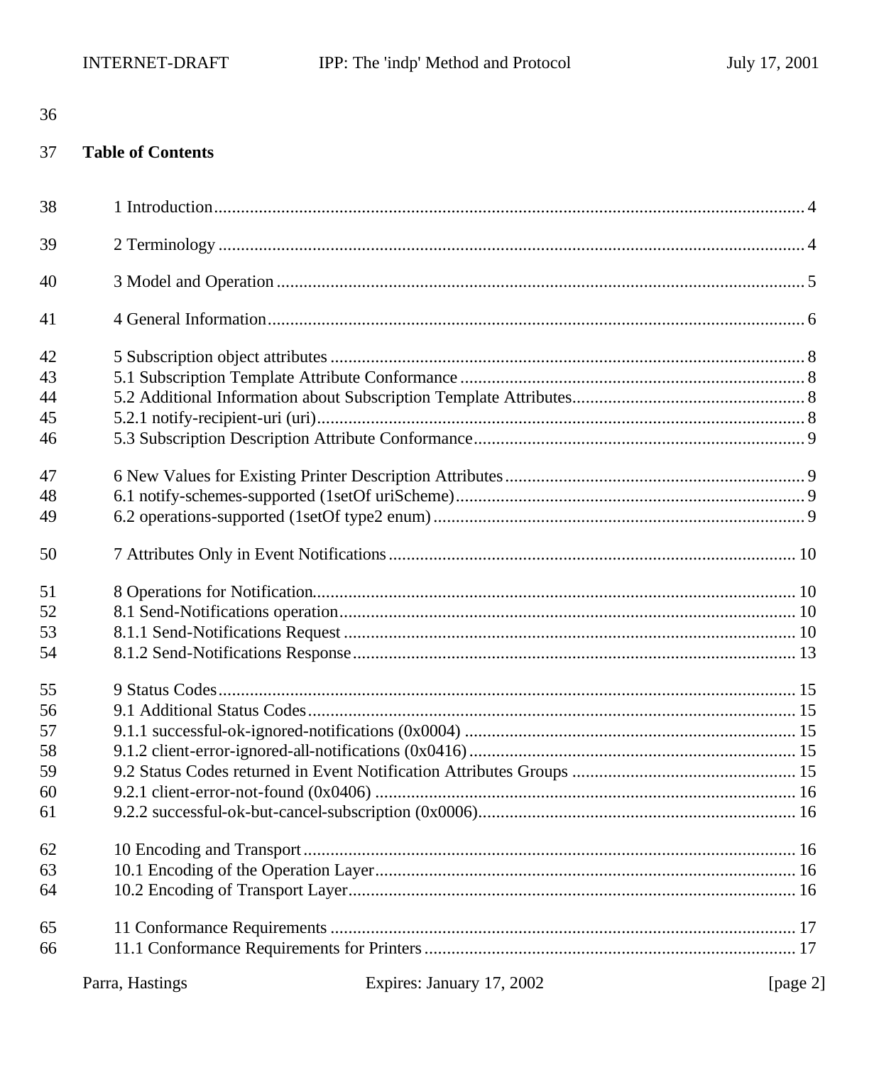**Table of Contents**

1 Introduction .......... 4

2 Terminology .......... 4

3 Model and Operation .......... 5

4 General Information .......... 6

5 Subscription object attributes .......... 8
5.1 Subscription Template Attribute Conformance .......... 8
5.2 Additional Information about Subscription Template Attributes .......... 8
5.2.1 notify-recipient-uri (uri) .......... 8
5.3 Subscription Description Attribute Conformance .......... 9

6 New Values for Existing Printer Description Attributes .......... 9
6.1 notify-schemes-supported (1setOf uriScheme) .......... 9
6.2 operations-supported (1setOf type2 enum) .......... 9

7 Attributes Only in Event Notifications .......... 10

8 Operations for Notification .......... 10
8.1 Send-Notifications operation .......... 10
8.1.1 Send-Notifications Request .......... 10
8.1.2 Send-Notifications Response .......... 13

9 Status Codes .......... 15
9.1 Additional Status Codes .......... 15
9.1.1 successful-ok-ignored-notifications (0x0004) .......... 15
9.1.2 client-error-ignored-all-notifications (0x0416) .......... 15
9.2 Status Codes returned in Event Notification Attributes Groups .......... 15
9.2.1 client-error-not-found (0x0406) .......... 16
9.2.2 successful-ok-but-cancel-subscription (0x0006) .......... 16

10 Encoding and Transport .......... 16
10.1 Encoding of the Operation Layer .......... 16
10.2 Encoding of Transport Layer .......... 16

11 Conformance Requirements .......... 17
11.1 Conformance Requirements for Printers .......... 17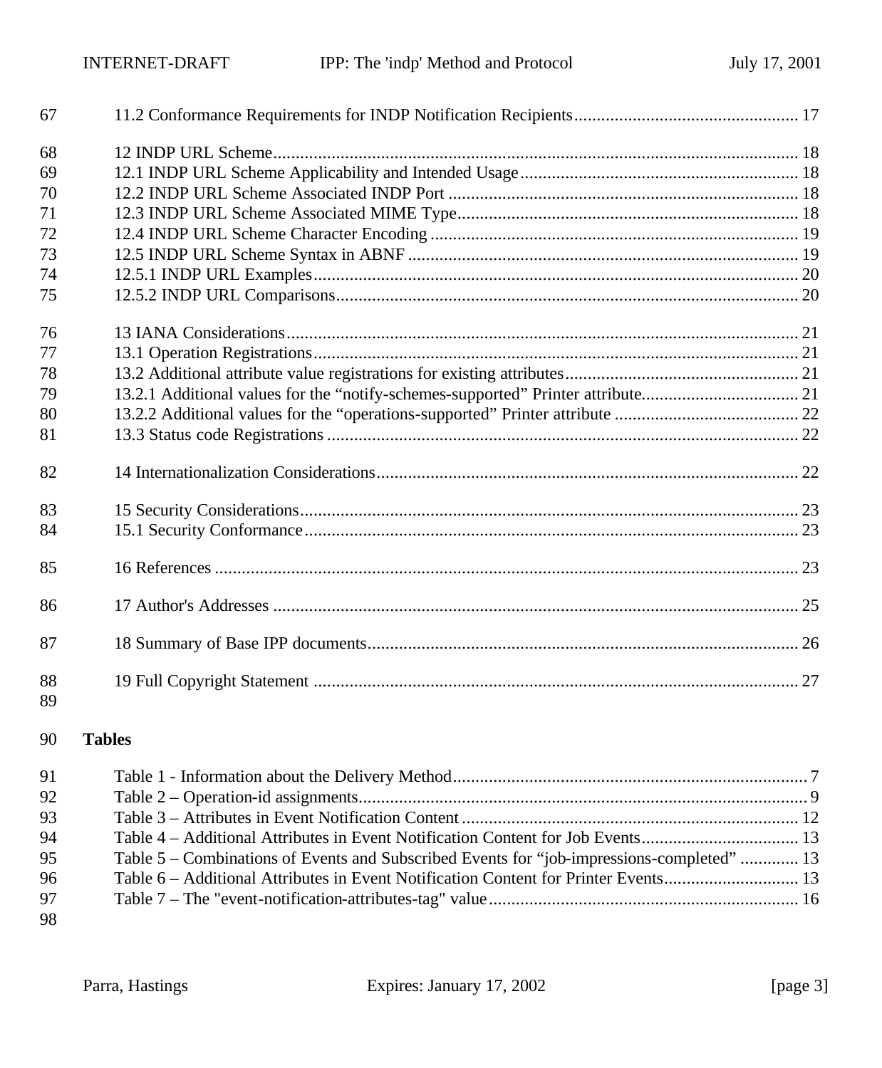11.2 Conformance Requirements for INDP Notification Recipients.................................................. 17

12 INDP URL Scheme..................................................................................................................... 18
12.1 INDP URL Scheme Applicability and Intended Usage.............................................................. 18
12.2 INDP URL Scheme Associated INDP Port .............................................................................. 18
12.3 INDP URL Scheme Associated MIME Type............................................................................ 18
12.4 INDP URL Scheme Character Encoding .................................................................................. 19
12.5 INDP URL Scheme Syntax in ABNF ....................................................................................... 19
12.5.1 INDP URL Examples............................................................................................................ 20
12.5.2 INDP URL Comparisons....................................................................................................... 20

13 IANA Considerations.................................................................................................................. 21
13.1 Operation Registrations............................................................................................................ 21
13.2 Additional attribute value registrations for existing attributes.................................................... 21
13.2.1 Additional values for the “notify-schemes-supported” Printer attribute................................... 21
13.2.2 Additional values for the “operations-supported” Printer attribute ......................................... 22
13.3 Status code Registrations ......................................................................................................... 22

14 Internationalization Considerations.............................................................................................. 22

15 Security Considerations............................................................................................................... 23
15.1 Security Conformance.............................................................................................................. 23

16 References .................................................................................................................................. 23

17 Author's Addresses ..................................................................................................................... 25

18 Summary of Base IPP documents................................................................................................ 26

19 Full Copyright Statement ............................................................................................................ 27

**Tables**

Table 1 - Information about the Delivery Method.............................................................................. 7
Table 2 – Operation-id assignments................................................................................................... 9
Table 3 – Attributes in Event Notification Content ........................................................................... 12
Table 4 – Additional Attributes in Event Notification Content for Job Events................................... 13
Table 5 – Combinations of Events and Subscribed Events for “job-impressions-completed” ............. 13
Table 6 – Additional Attributes in Event Notification Content for Printer Events.............................. 13
Table 7 – The "event-notification-attributes-tag" value..................................................................... 16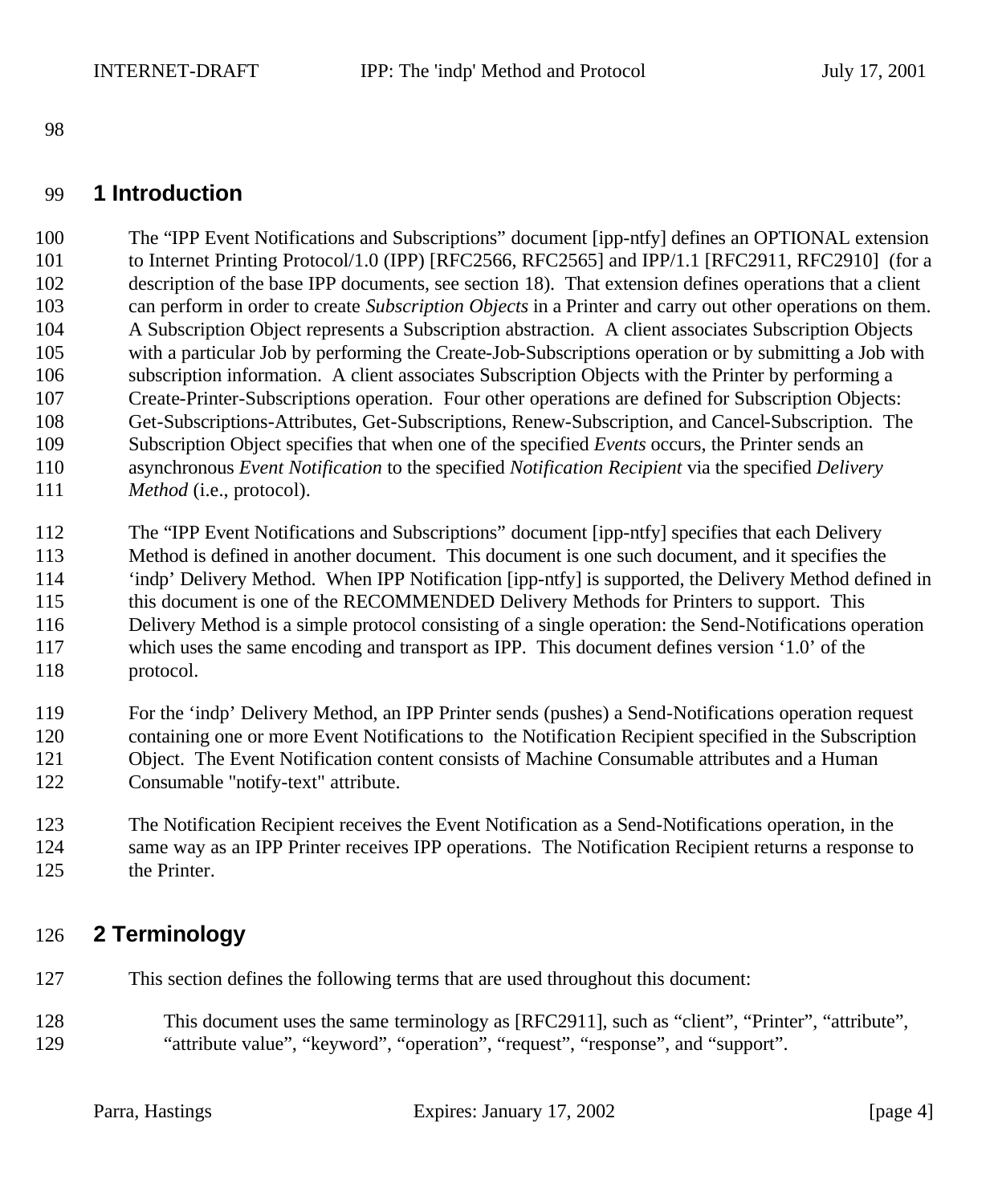# 1 Introduction

The “IPP Event Notifications and Subscriptions” document [ipp-ntfy] defines an OPTIONAL extension to Internet Printing Protocol/1.0 (IPP) [RFC2566, RFC2565] and IPP/1.1 [RFC2911, RFC2910] (for a description of the base IPP documents, see section 18). That extension defines operations that a client can perform in order to create *Subscription Objects* in a Printer and carry out other operations on them. A Subscription Object represents a Subscription abstraction. A client associates Subscription Objects with a particular Job by performing the Create-Job-Subscriptions operation or by submitting a Job with subscription information. A client associates Subscription Objects with the Printer by performing a Create-Printer-Subscriptions operation. Four other operations are defined for Subscription Objects: Get-Subscriptions-Attributes, Get-Subscriptions, Renew-Subscription, and Cancel-Subscription. The Subscription Object specifies that when one of the specified *Events* occurs, the Printer sends an asynchronous *Event Notification* to the specified *Notification Recipient* via the specified *Delivery Method* (i.e., protocol).

The “IPP Event Notifications and Subscriptions” document [ipp-ntfy] specifies that each Delivery Method is defined in another document. This document is one such document, and it specifies the ‘indp’ Delivery Method. When IPP Notification [ipp-ntfy] is supported, the Delivery Method defined in this document is one of the RECOMMENDED Delivery Methods for Printers to support. This Delivery Method is a simple protocol consisting of a single operation: the Send-Notifications operation which uses the same encoding and transport as IPP. This document defines version ‘1.0’ of the protocol.

For the ‘indp’ Delivery Method, an IPP Printer sends (pushes) a Send-Notifications operation request containing one or more Event Notifications to the Notification Recipient specified in the Subscription Object. The Event Notification content consists of Machine Consumable attributes and a Human Consumable "notify-text" attribute.

The Notification Recipient receives the Event Notification as a Send-Notifications operation, in the same way as an IPP Printer receives IPP operations. The Notification Recipient returns a response to the Printer.

# 2 Terminology

This section defines the following terms that are used throughout this document:

This document uses the same terminology as [RFC2911], such as “client”, “Printer”, “attribute”, “attribute value”, “keyword”, “operation”, “request”, “response”, and “support”.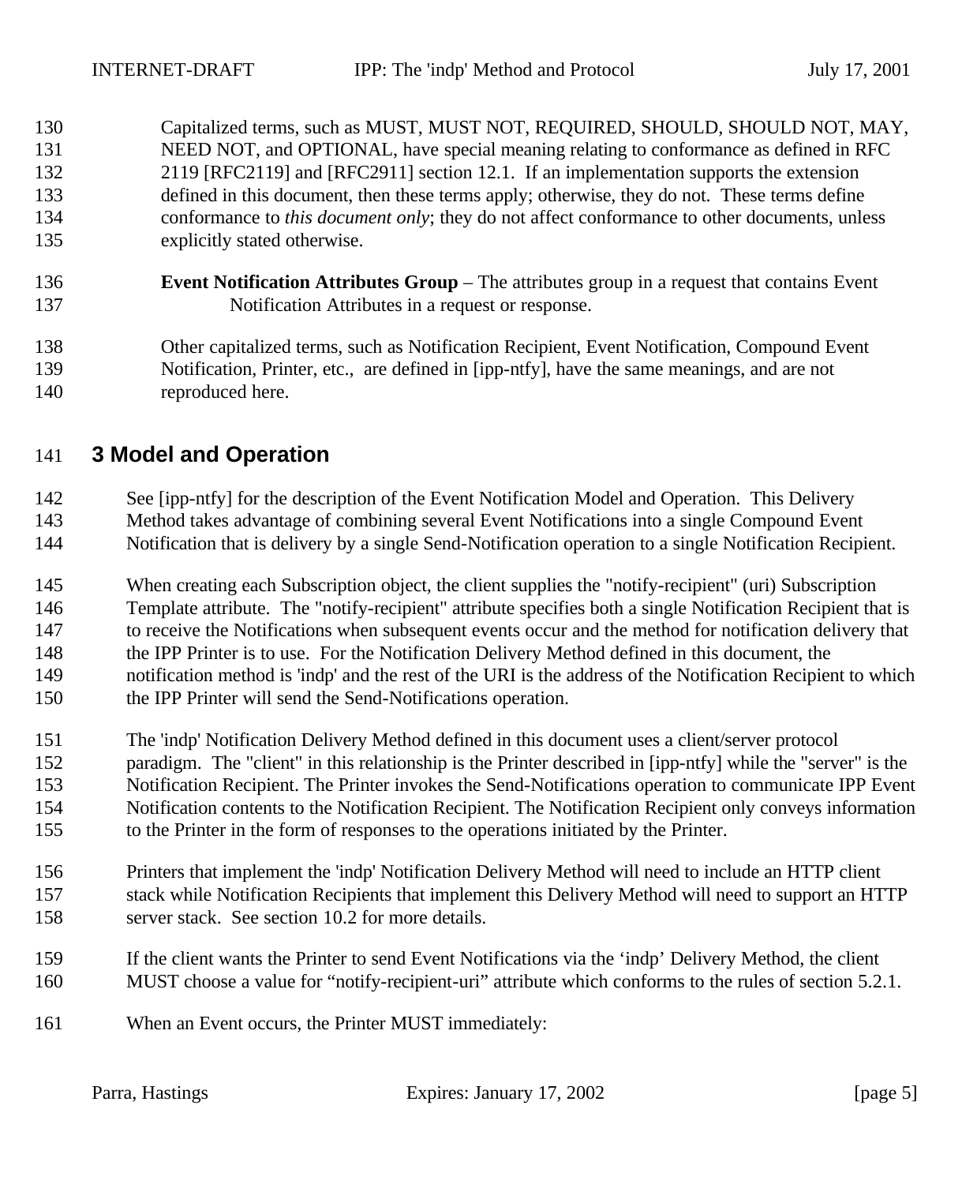Capitalized terms, such as MUST, MUST NOT, REQUIRED, SHOULD, SHOULD NOT, MAY, NEED NOT, and OPTIONAL, have special meaning relating to conformance as defined in RFC 2119 [RFC2119] and [RFC2911] section 12.1. If an implementation supports the extension defined in this document, then these terms apply; otherwise, they do not. These terms define conformance to *this document only*; they do not affect conformance to other documents, unless explicitly stated otherwise.

**Event Notification Attributes Group** – The attributes group in a request that contains Event Notification Attributes in a request or response.

Other capitalized terms, such as Notification Recipient, Event Notification, Compound Event Notification, Printer, etc., are defined in [ipp-ntfy], have the same meanings, and are not reproduced here.

# 3 Model and Operation

See [ipp-ntfy] for the description of the Event Notification Model and Operation. This Delivery Method takes advantage of combining several Event Notifications into a single Compound Event Notification that is delivery by a single Send-Notification operation to a single Notification Recipient.

When creating each Subscription object, the client supplies the "notify-recipient" (uri) Subscription Template attribute. The "notify-recipient" attribute specifies both a single Notification Recipient that is to receive the Notifications when subsequent events occur and the method for notification delivery that the IPP Printer is to use. For the Notification Delivery Method defined in this document, the notification method is 'indp' and the rest of the URI is the address of the Notification Recipient to which the IPP Printer will send the Send-Notifications operation.

The 'indp' Notification Delivery Method defined in this document uses a client/server protocol paradigm. The "client" in this relationship is the Printer described in [ipp-ntfy] while the "server" is the Notification Recipient. The Printer invokes the Send-Notifications operation to communicate IPP Event Notification contents to the Notification Recipient. The Notification Recipient only conveys information to the Printer in the form of responses to the operations initiated by the Printer.

Printers that implement the 'indp' Notification Delivery Method will need to include an HTTP client stack while Notification Recipients that implement this Delivery Method will need to support an HTTP server stack. See section 10.2 for more details.

If the client wants the Printer to send Event Notifications via the ‘indp’ Delivery Method, the client MUST choose a value for “notify-recipient-uri” attribute which conforms to the rules of section 5.2.1.

When an Event occurs, the Printer MUST immediately: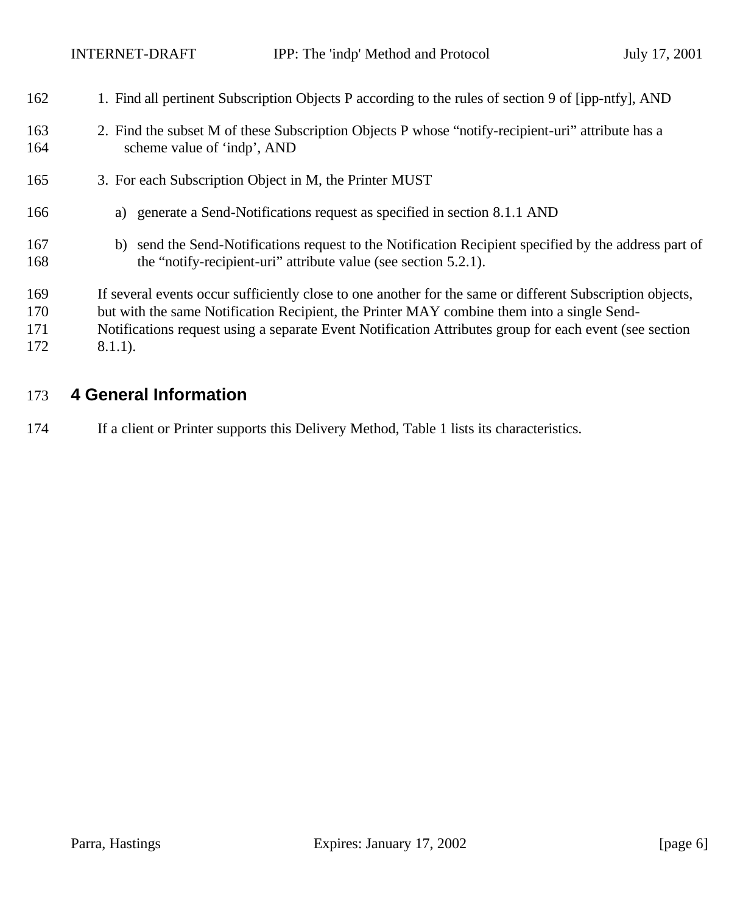1. Find all pertinent Subscription Objects P according to the rules of section 9 of [ipp-ntfy], AND
2. Find the subset M of these Subscription Objects P whose "notify-recipient-uri" attribute has a scheme value of 'indp', AND
3. For each Subscription Object in M, the Printer MUST
   a) generate a Send-Notifications request as specified in section 8.1.1 AND
   b) send the Send-Notifications request to the Notification Recipient specified by the address part of the "notify-recipient-uri" attribute value (see section 5.2.1).

If several events occur sufficiently close to one another for the same or different Subscription objects, but with the same Notification Recipient, the Printer MAY combine them into a single Send-Notifications request using a separate Event Notification Attributes group for each event (see section 8.1.1).

# 4 General Information

If a client or Printer supports this Delivery Method, Table 1 lists its characteristics.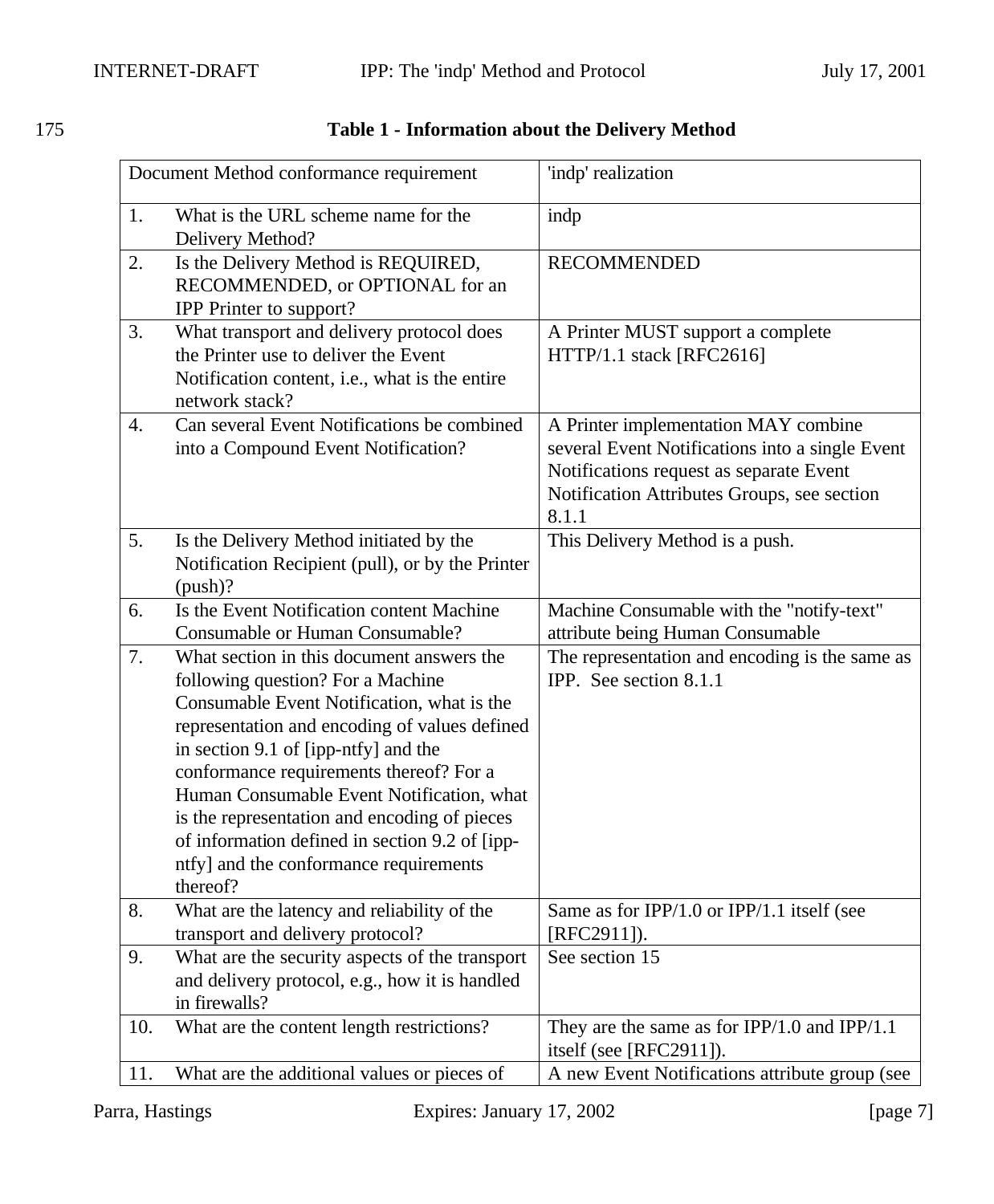175 **Table 1 - Information about the Delivery Method**

| Document Method conformance requirement | 'indp' realization |
|---|---|
| 1. What is the URL scheme name for the Delivery Method? | indp |
| 2. Is the Delivery Method is REQUIRED, RECOMMENDED, or OPTIONAL for an IPP Printer to support? | RECOMMENDED |
| 3. What transport and delivery protocol does the Printer use to deliver the Event Notification content, i.e., what is the entire network stack? | A Printer MUST support a complete HTTP/1.1 stack [RFC2616] |
| 4. Can several Event Notifications be combined into a Compound Event Notification? | A Printer implementation MAY combine several Event Notifications into a single Event Notifications request as separate Event Notification Attributes Groups, see section 8.1.1 |
| 5. Is the Delivery Method initiated by the Notification Recipient (pull), or by the Printer (push)? | This Delivery Method is a push. |
| 6. Is the Event Notification content Machine Consumable or Human Consumable? | Machine Consumable with the "notify-text" attribute being Human Consumable |
| 7. What section in this document answers the following question? For a Machine Consumable Event Notification, what is the representation and encoding of values defined in section 9.1 of [ipp-ntfy] and the conformance requirements thereof? For a Human Consumable Event Notification, what is the representation and encoding of pieces of information defined in section 9.2 of [ipp-ntfy] and the conformance requirements thereof? | The representation and encoding is the same as IPP. See section 8.1.1 |
| 8. What are the latency and reliability of the transport and delivery protocol? | Same as for IPP/1.0 or IPP/1.1 itself (see [RFC2911]). |
| 9. What are the security aspects of the transport and delivery protocol, e.g., how it is handled in firewalls? | See section 15 |
| 10. What are the content length restrictions? | They are the same as for IPP/1.0 and IPP/1.1 itself (see [RFC2911]). |
| 11. What are the additional values or pieces of | A new Event Notifications attribute group (see |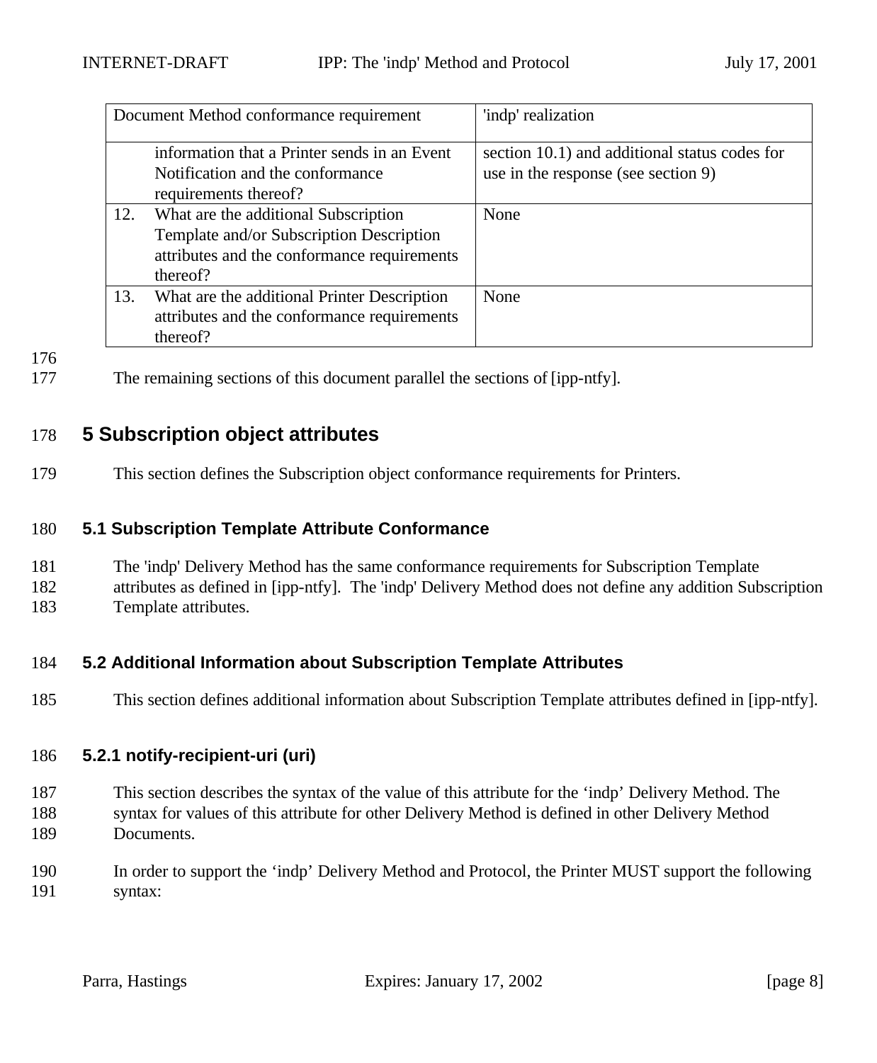| Document Method conformance requirement | 'indp' realization |
|---|---|
| information that a Printer sends in an Event Notification and the conformance requirements thereof? | section 10.1) and additional status codes for use in the response (see section 9) |
| 12. What are the additional Subscription Template and/or Subscription Description attributes and the conformance requirements thereof? | None |
| 13. What are the additional Printer Description attributes and the conformance requirements thereof? | None |

The remaining sections of this document parallel the sections of [ipp-ntfy].

# 5 Subscription object attributes

This section defines the Subscription object conformance requirements for Printers.

## 5.1 Subscription Template Attribute Conformance

The 'indp' Delivery Method has the same conformance requirements for Subscription Template attributes as defined in [ipp-ntfy]. The 'indp' Delivery Method does not define any addition Subscription Template attributes.

## 5.2 Additional Information about Subscription Template Attributes

This section defines additional information about Subscription Template attributes defined in [ipp-ntfy].

### 5.2.1 notify-recipient-uri (uri)

This section describes the syntax of the value of this attribute for the ‘indp’ Delivery Method. The syntax for values of this attribute for other Delivery Method is defined in other Delivery Method Documents.

In order to support the ‘indp’ Delivery Method and Protocol, the Printer MUST support the following syntax: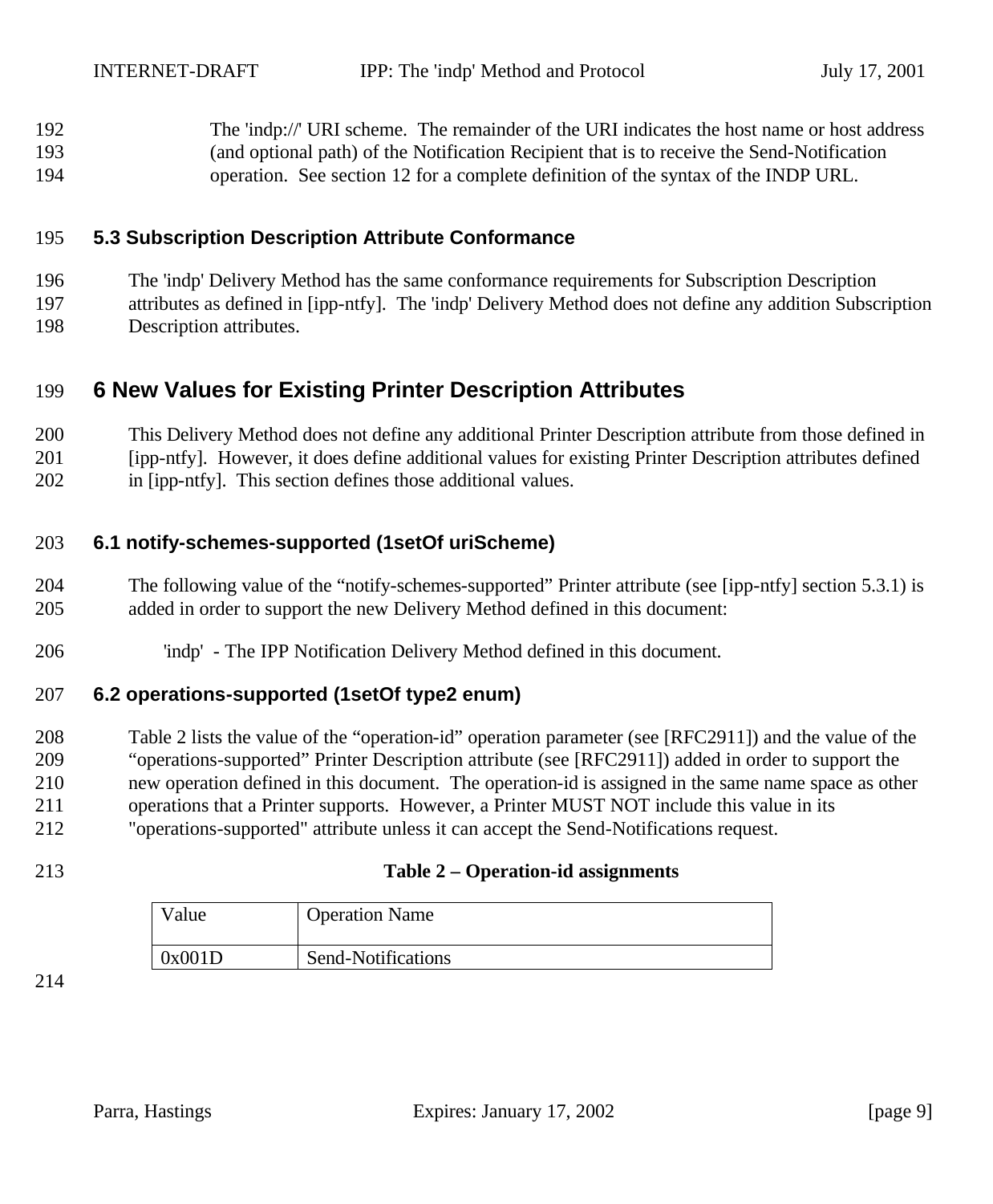The 'indp://' URI scheme. The remainder of the URI indicates the host name or host address (and optional path) of the Notification Recipient that is to receive the Send-Notification operation. See section 12 for a complete definition of the syntax of the INDP URL.

### 5.3 Subscription Description Attribute Conformance

The 'indp' Delivery Method has the same conformance requirements for Subscription Description attributes as defined in [ipp-ntfy]. The 'indp' Delivery Method does not define any addition Subscription Description attributes.

## 6 New Values for Existing Printer Description Attributes

This Delivery Method does not define any additional Printer Description attribute from those defined in [ipp-ntfy]. However, it does define additional values for existing Printer Description attributes defined in [ipp-ntfy]. This section defines those additional values.

### 6.1 notify-schemes-supported (1setOf uriScheme)

The following value of the “notify-schemes-supported” Printer attribute (see [ipp-ntfy] section 5.3.1) is added in order to support the new Delivery Method defined in this document:

'indp' - The IPP Notification Delivery Method defined in this document.

### 6.2 operations-supported (1setOf type2 enum)

Table 2 lists the value of the “operation-id” operation parameter (see [RFC2911]) and the value of the “operations-supported” Printer Description attribute (see [RFC2911]) added in order to support the new operation defined in this document. The operation-id is assigned in the same name space as other operations that a Printer supports. However, a Printer MUST NOT include this value in its "operations-supported" attribute unless it can accept the Send-Notifications request.

**Table 2 – Operation-id assignments**

| Value | Operation Name |
|---|---|
| 0x001D | Send-Notifications |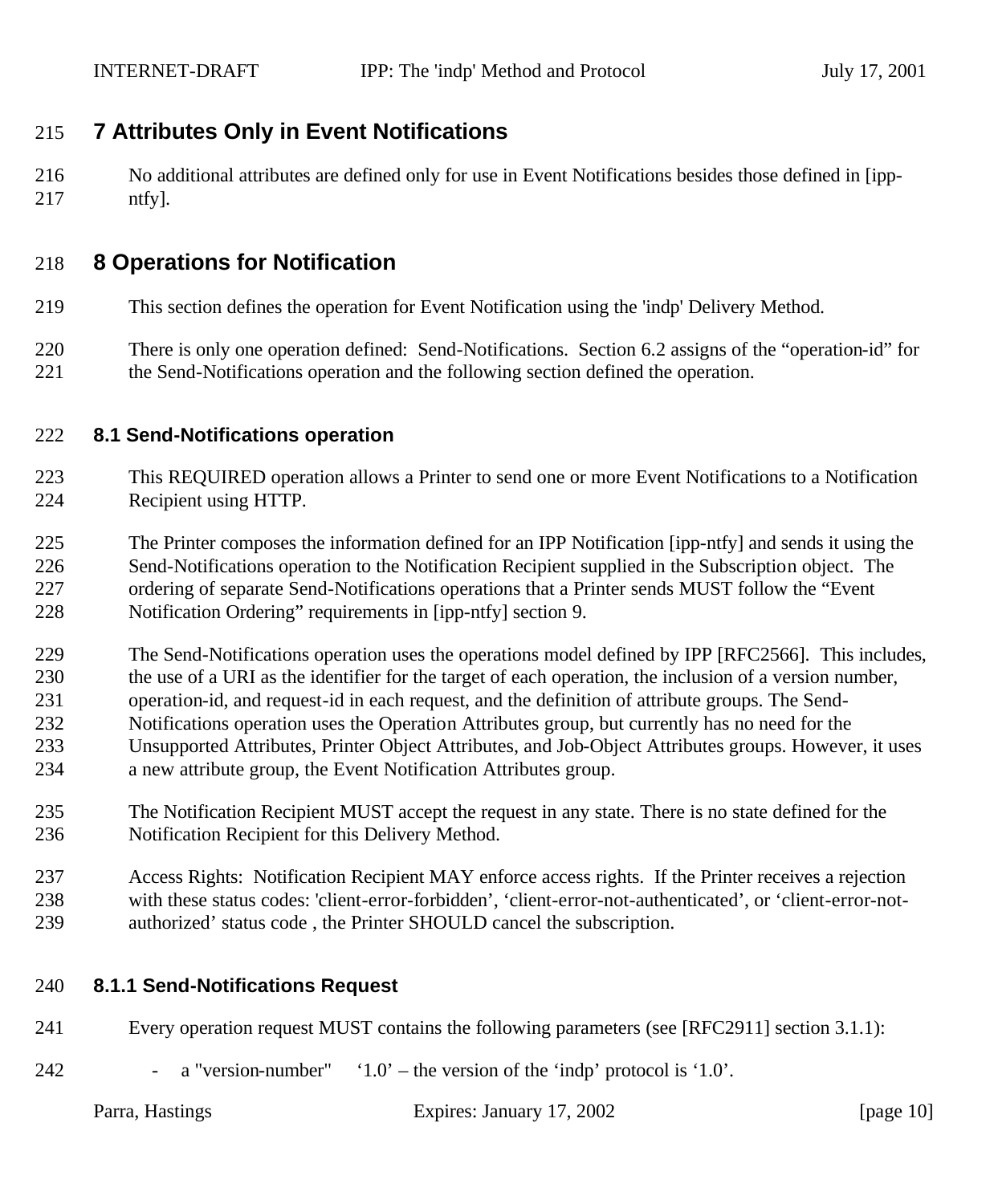# 7 Attributes Only in Event Notifications

No additional attributes are defined only for use in Event Notifications besides those defined in [ipp-ntfy].

# 8 Operations for Notification

This section defines the operation for Event Notification using the 'indp' Delivery Method.

There is only one operation defined: Send-Notifications. Section 6.2 assigns of the “operation-id” for the Send-Notifications operation and the following section defined the operation.

## 8.1 Send-Notifications operation

This REQUIRED operation allows a Printer to send one or more Event Notifications to a Notification Recipient using HTTP.

The Printer composes the information defined for an IPP Notification [ipp-ntfy] and sends it using the Send-Notifications operation to the Notification Recipient supplied in the Subscription object. The ordering of separate Send-Notifications operations that a Printer sends MUST follow the “Event Notification Ordering” requirements in [ipp-ntfy] section 9.

The Send-Notifications operation uses the operations model defined by IPP [RFC2566]. This includes, the use of a URI as the identifier for the target of each operation, the inclusion of a version number, operation-id, and request-id in each request, and the definition of attribute groups. The Send-Notifications operation uses the Operation Attributes group, but currently has no need for the Unsupported Attributes, Printer Object Attributes, and Job-Object Attributes groups. However, it uses a new attribute group, the Event Notification Attributes group.

The Notification Recipient MUST accept the request in any state. There is no state defined for the Notification Recipient for this Delivery Method.

Access Rights: Notification Recipient MAY enforce access rights. If the Printer receives a rejection with these status codes: 'client-error-forbidden', ‘client-error-not-authenticated’, or ‘client-error-not-authorized’ status code , the Printer SHOULD cancel the subscription.

### 8.1.1 Send-Notifications Request

Every operation request MUST contains the following parameters (see [RFC2911] section 3.1.1):

- a "version-number" ‘1.0’ – the version of the ‘indp’ protocol is ‘1.0’.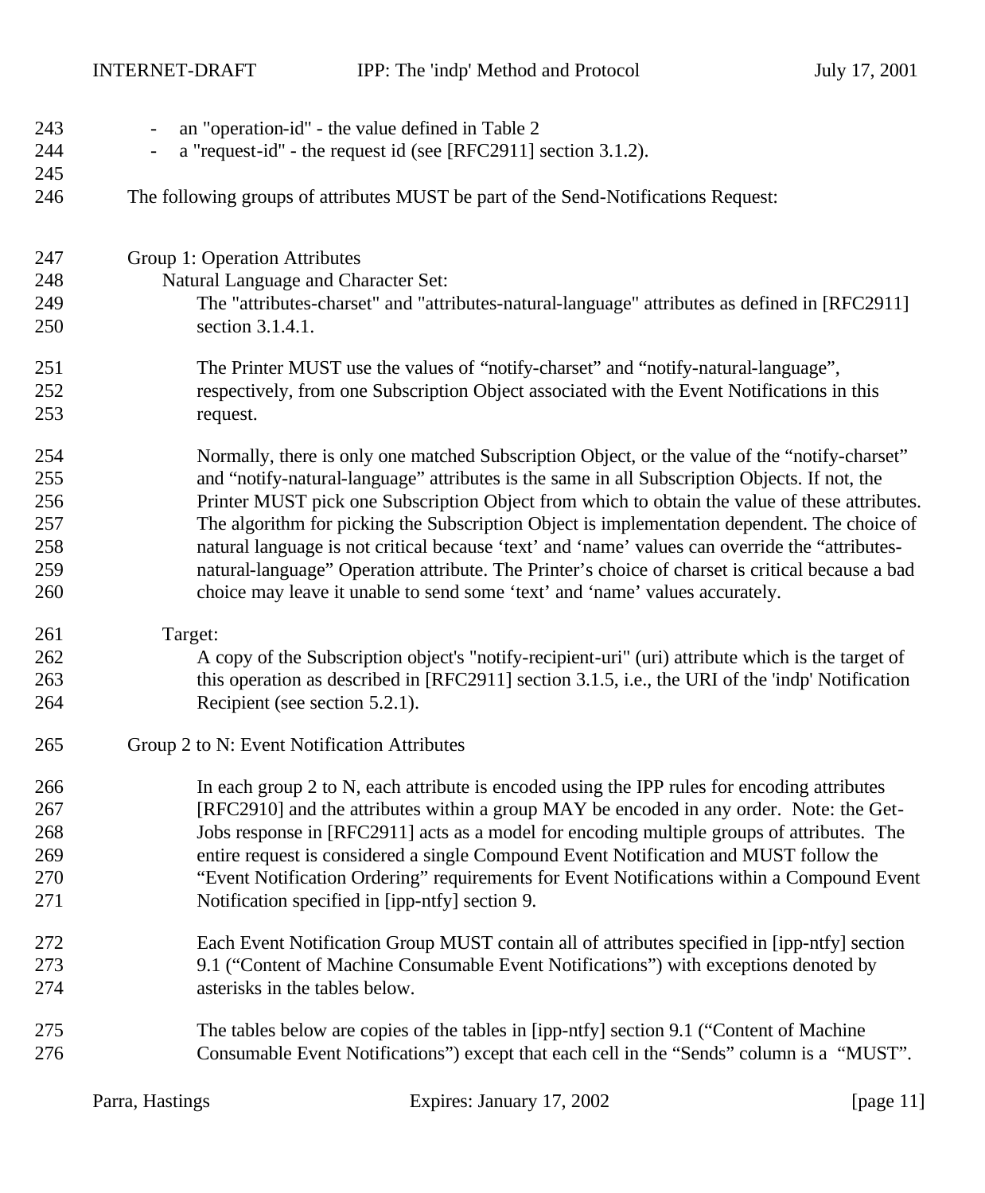- an "operation-id" - the value defined in Table 2
- a "request-id" - the request id (see [RFC2911] section 3.1.2).

The following groups of attributes MUST be part of the Send-Notifications Request:

Group 1: Operation Attributes

Natural Language and Character Set:

The "attributes-charset" and "attributes-natural-language" attributes as defined in [RFC2911] section 3.1.4.1.

The Printer MUST use the values of “notify-charset” and “notify-natural-language”, respectively, from one Subscription Object associated with the Event Notifications in this request.

Normally, there is only one matched Subscription Object, or the value of the “notify-charset” and “notify-natural-language” attributes is the same in all Subscription Objects. If not, the Printer MUST pick one Subscription Object from which to obtain the value of these attributes. The algorithm for picking the Subscription Object is implementation dependent. The choice of natural language is not critical because ‘text’ and ‘name’ values can override the “attributes-natural-language” Operation attribute. The Printer’s choice of charset is critical because a bad choice may leave it unable to send some ‘text’ and ‘name’ values accurately.

Target:

A copy of the Subscription object's "notify-recipient-uri" (uri) attribute which is the target of this operation as described in [RFC2911] section 3.1.5, i.e., the URI of the 'indp' Notification Recipient (see section 5.2.1).

Group 2 to N: Event Notification Attributes

In each group 2 to N, each attribute is encoded using the IPP rules for encoding attributes [RFC2910] and the attributes within a group MAY be encoded in any order. Note: the Get-Jobs response in [RFC2911] acts as a model for encoding multiple groups of attributes. The entire request is considered a single Compound Event Notification and MUST follow the “Event Notification Ordering” requirements for Event Notifications within a Compound Event Notification specified in [ipp-ntfy] section 9.

Each Event Notification Group MUST contain all of attributes specified in [ipp-ntfy] section 9.1 (“Content of Machine Consumable Event Notifications”) with exceptions denoted by asterisks in the tables below.

The tables below are copies of the tables in [ipp-ntfy] section 9.1 (“Content of Machine Consumable Event Notifications”) except that each cell in the “Sends” column is a “MUST”.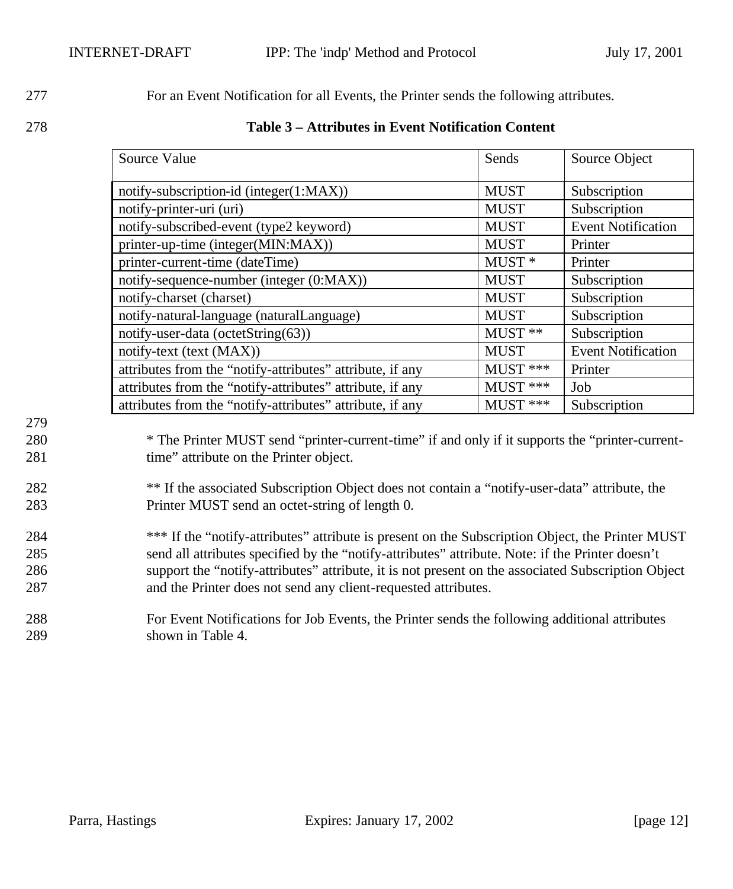For an Event Notification for all Events, the Printer sends the following attributes.

**Table 3 – Attributes in Event Notification Content**

| Source Value | Sends | Source Object |
|---|---|---|
| notify-subscription-id (integer(1:MAX)) | MUST | Subscription |
| notify-printer-uri (uri) | MUST | Subscription |
| notify-subscribed-event (type2 keyword) | MUST | Event Notification |
| printer-up-time (integer(MIN:MAX)) | MUST | Printer |
| printer-current-time (dateTime) | MUST * | Printer |
| notify-sequence-number (integer (0:MAX)) | MUST | Subscription |
| notify-charset (charset) | MUST | Subscription |
| notify-natural-language (naturalLanguage) | MUST | Subscription |
| notify-user-data (octetString(63)) | MUST ** | Subscription |
| notify-text (text (MAX)) | MUST | Event Notification |
| attributes from the “notify-attributes” attribute, if any | MUST *** | Printer |
| attributes from the “notify-attributes” attribute, if any | MUST *** | Job |
| attributes from the “notify-attributes” attribute, if any | MUST *** | Subscription |

* The Printer MUST send “printer-current-time” if and only if it supports the “printer-current-time” attribute on the Printer object.

** If the associated Subscription Object does not contain a “notify-user-data” attribute, the Printer MUST send an octet-string of length 0.

*** If the “notify-attributes” attribute is present on the Subscription Object, the Printer MUST send all attributes specified by the “notify-attributes” attribute. Note: if the Printer doesn’t support the “notify-attributes” attribute, it is not present on the associated Subscription Object and the Printer does not send any client-requested attributes.

For Event Notifications for Job Events, the Printer sends the following additional attributes shown in Table 4.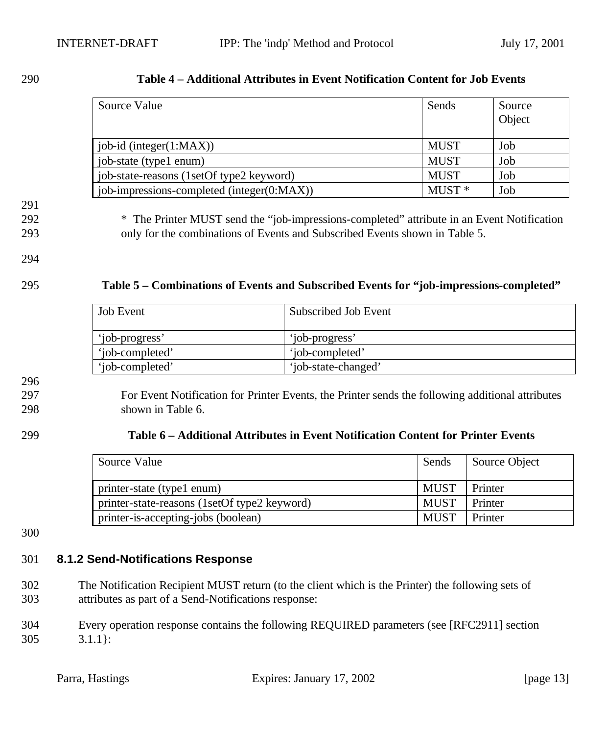**Table 4 – Additional Attributes in Event Notification Content for Job Events**

| Source Value | Sends | Source Object |
|---|---|---|
| job-id (integer(1:MAX)) | MUST | Job |
| job-state (type1 enum) | MUST | Job |
| job-state-reasons (1setOf type2 keyword) | MUST | Job |
| job-impressions-completed (integer(0:MAX)) | MUST * | Job |

* The Printer MUST send the “job-impressions-completed” attribute in an Event Notification only for the combinations of Events and Subscribed Events shown in Table 5.

**Table 5 – Combinations of Events and Subscribed Events for “job-impressions-completed”**

| Job Event | Subscribed Job Event |
|---|---|
| ‘job-progress’ | ‘job-progress’ |
| ‘job-completed’ | ‘job-completed’ |
| ‘job-completed’ | ‘job-state-changed’ |

For Event Notification for Printer Events, the Printer sends the following additional attributes shown in Table 6.

**Table 6 – Additional Attributes in Event Notification Content for Printer Events**

| Source Value | Sends | Source Object |
|---|---|---|
| printer-state (type1 enum) | MUST | Printer |
| printer-state-reasons (1setOf type2 keyword) | MUST | Printer |
| printer-is-accepting-jobs (boolean) | MUST | Printer |

### 8.1.2 Send-Notifications Response

The Notification Recipient MUST return (to the client which is the Printer) the following sets of attributes as part of a Send-Notifications response:

Every operation response contains the following REQUIRED parameters (see [RFC2911] section 3.1.1}: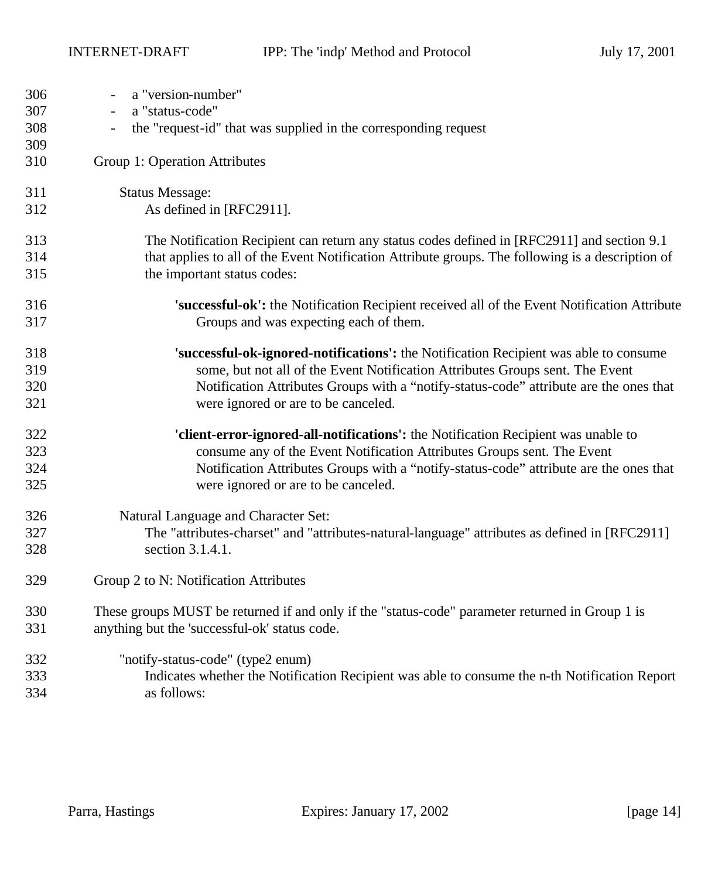- a "version-number"
- a "status-code"
- the "request-id" that was supplied in the corresponding request

Group 1: Operation Attributes

Status Message:
As defined in [RFC2911].

The Notification Recipient can return any status codes defined in [RFC2911] and section 9.1 that applies to all of the Event Notification Attribute groups. The following is a description of the important status codes:

**'successful-ok':** the Notification Recipient received all of the Event Notification Attribute Groups and was expecting each of them.

**'successful-ok-ignored-notifications':** the Notification Recipient was able to consume some, but not all of the Event Notification Attributes Groups sent. The Event Notification Attributes Groups with a “notify-status-code” attribute are the ones that were ignored or are to be canceled.

**'client-error-ignored-all-notifications':** the Notification Recipient was unable to consume any of the Event Notification Attributes Groups sent. The Event Notification Attributes Groups with a “notify-status-code” attribute are the ones that were ignored or are to be canceled.

Natural Language and Character Set:
The "attributes-charset" and "attributes-natural-language" attributes as defined in [RFC2911] section 3.1.4.1.

Group 2 to N: Notification Attributes

These groups MUST be returned if and only if the "status-code" parameter returned in Group 1 is anything but the 'successful-ok' status code.

"notify-status-code" (type2 enum)
Indicates whether the Notification Recipient was able to consume the n-th Notification Report as follows: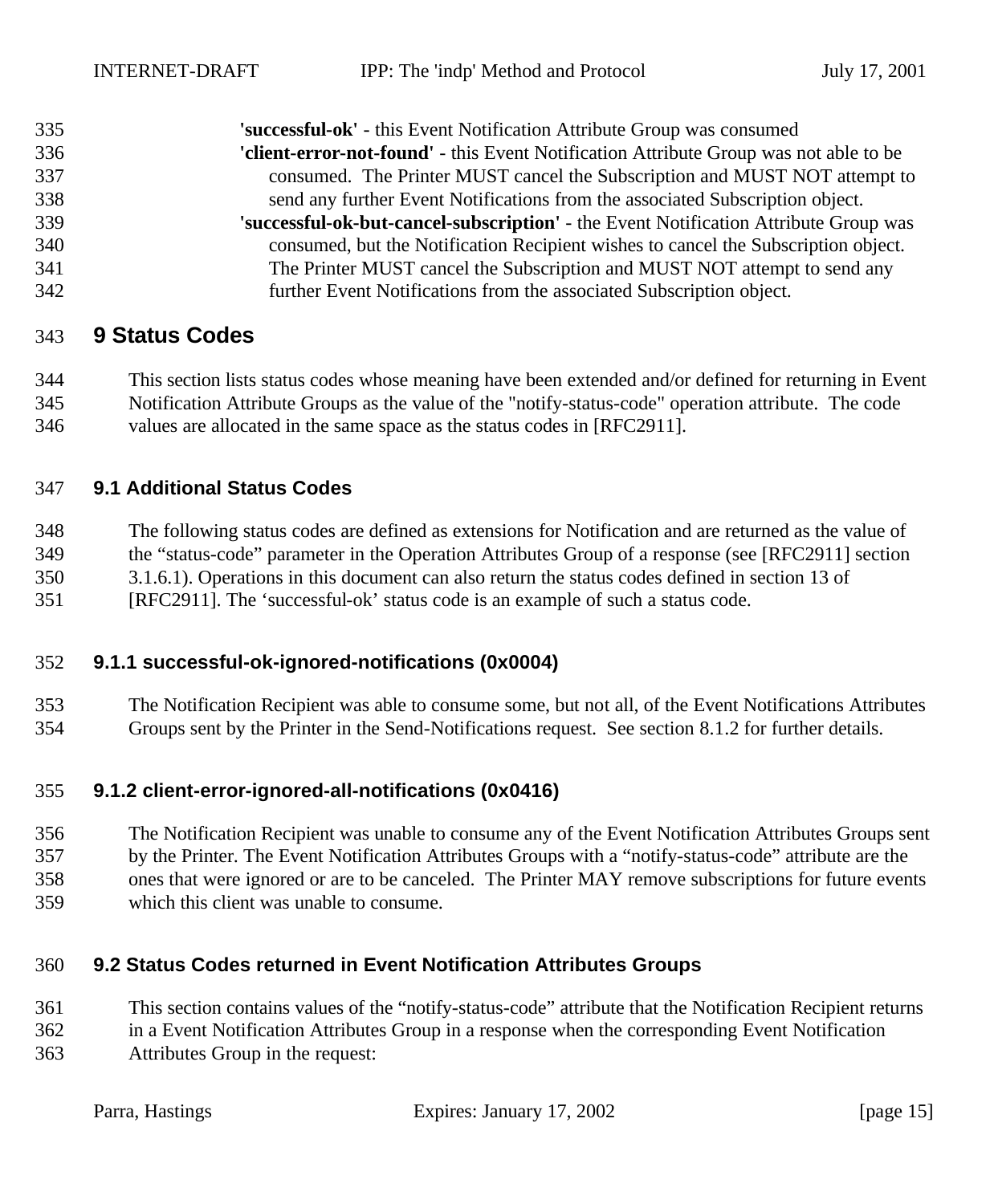**'successful-ok'** - this Event Notification Attribute Group was consumed

**'client-error-not-found'** - this Event Notification Attribute Group was not able to be consumed. The Printer MUST cancel the Subscription and MUST NOT attempt to send any further Event Notifications from the associated Subscription object.

**'successful-ok-but-cancel-subscription'** - the Event Notification Attribute Group was consumed, but the Notification Recipient wishes to cancel the Subscription object. The Printer MUST cancel the Subscription and MUST NOT attempt to send any further Event Notifications from the associated Subscription object.

# 9 Status Codes

This section lists status codes whose meaning have been extended and/or defined for returning in Event Notification Attribute Groups as the value of the "notify-status-code" operation attribute. The code values are allocated in the same space as the status codes in [RFC2911].

## 9.1 Additional Status Codes

The following status codes are defined as extensions for Notification and are returned as the value of the "status-code" parameter in the Operation Attributes Group of a response (see [RFC2911] section 3.1.6.1). Operations in this document can also return the status codes defined in section 13 of [RFC2911]. The 'successful-ok' status code is an example of such a status code.

### 9.1.1 successful-ok-ignored-notifications (0x0004)

The Notification Recipient was able to consume some, but not all, of the Event Notifications Attributes Groups sent by the Printer in the Send-Notifications request. See section 8.1.2 for further details.

### 9.1.2 client-error-ignored-all-notifications (0x0416)

The Notification Recipient was unable to consume any of the Event Notification Attributes Groups sent by the Printer. The Event Notification Attributes Groups with a "notify-status-code" attribute are the ones that were ignored or are to be canceled. The Printer MAY remove subscriptions for future events which this client was unable to consume.

## 9.2 Status Codes returned in Event Notification Attributes Groups

This section contains values of the "notify-status-code" attribute that the Notification Recipient returns in a Event Notification Attributes Group in a response when the corresponding Event Notification Attributes Group in the request: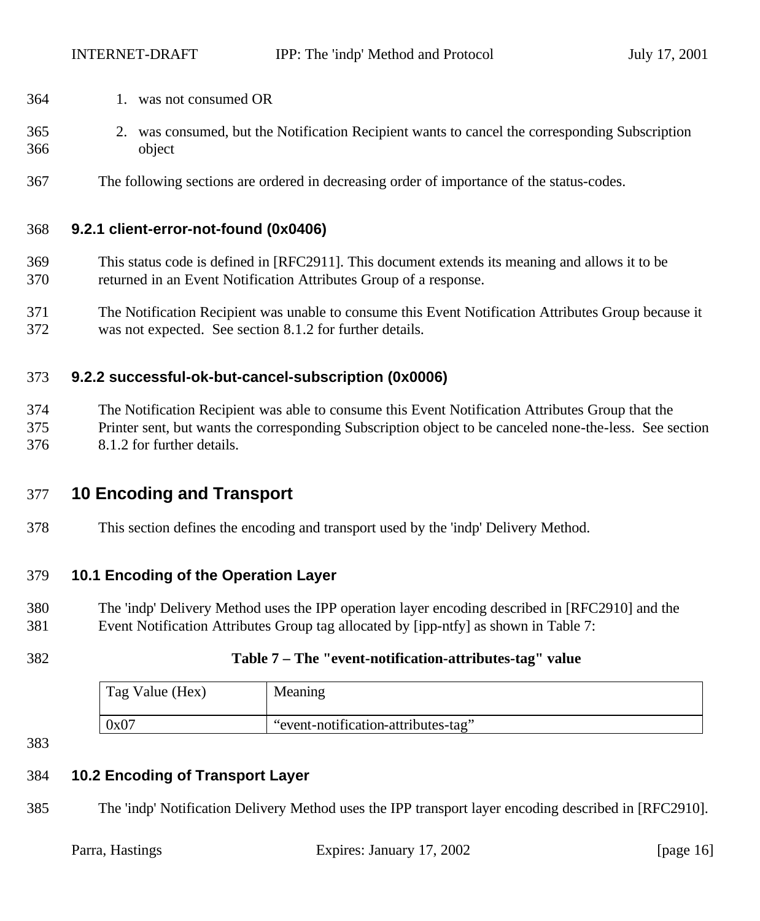1. was not consumed OR
2. was consumed, but the Notification Recipient wants to cancel the corresponding Subscription object

The following sections are ordered in decreasing order of importance of the status-codes.

### 9.2.1 client-error-not-found (0x0406)

This status code is defined in [RFC2911]. This document extends its meaning and allows it to be returned in an Event Notification Attributes Group of a response.

The Notification Recipient was unable to consume this Event Notification Attributes Group because it was not expected. See section 8.1.2 for further details.

### 9.2.2 successful-ok-but-cancel-subscription (0x0006)

The Notification Recipient was able to consume this Event Notification Attributes Group that the Printer sent, but wants the corresponding Subscription object to be canceled none-the-less. See section 8.1.2 for further details.

# 10 Encoding and Transport

This section defines the encoding and transport used by the 'indp' Delivery Method.

## 10.1 Encoding of the Operation Layer

The 'indp' Delivery Method uses the IPP operation layer encoding described in [RFC2910] and the Event Notification Attributes Group tag allocated by [ipp-ntfy] as shown in Table 7:

**Table 7 – The "event-notification-attributes-tag" value**

| Tag Value (Hex) | Meaning |
|---|---|
| 0x07 | “event-notification-attributes-tag” |

## 10.2 Encoding of Transport Layer

The 'indp' Notification Delivery Method uses the IPP transport layer encoding described in [RFC2910].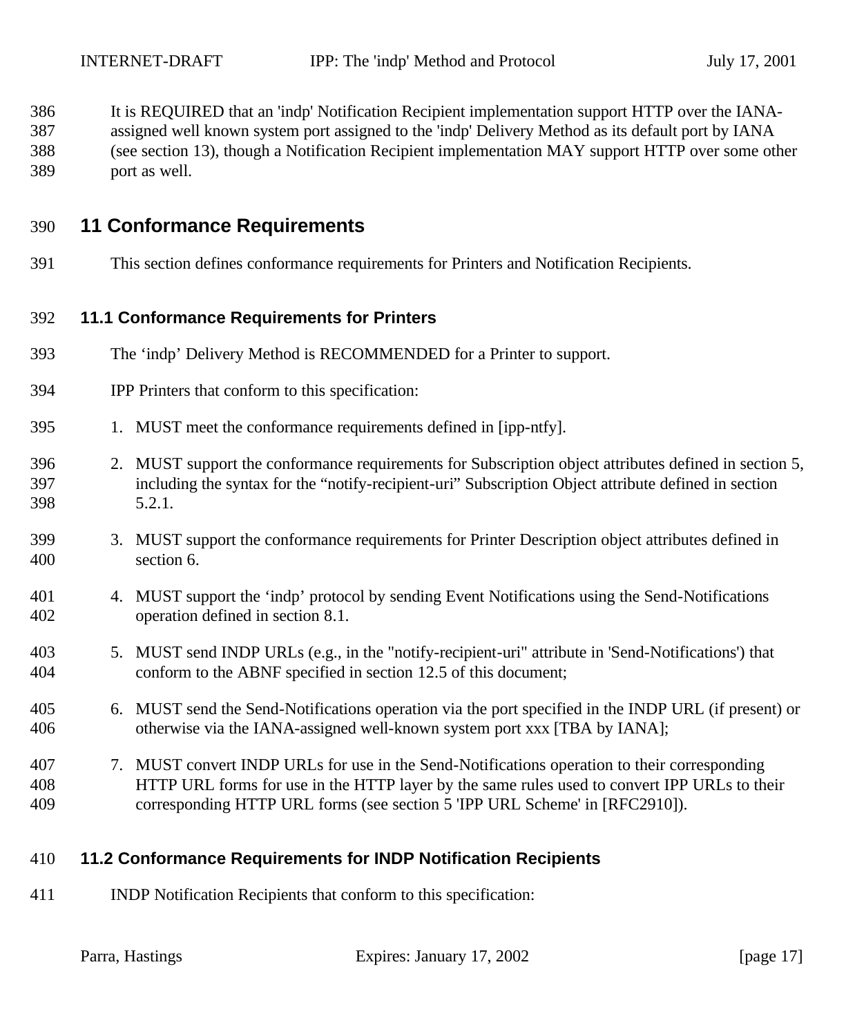It is REQUIRED that an 'indp' Notification Recipient implementation support HTTP over the IANA-assigned well known system port assigned to the 'indp' Delivery Method as its default port by IANA (see section 13), though a Notification Recipient implementation MAY support HTTP over some other port as well.

# 11 Conformance Requirements

This section defines conformance requirements for Printers and Notification Recipients.

## 11.1 Conformance Requirements for Printers

The ‘indp’ Delivery Method is RECOMMENDED for a Printer to support.

IPP Printers that conform to this specification:

1. MUST meet the conformance requirements defined in [ipp-ntfy].
2. MUST support the conformance requirements for Subscription object attributes defined in section 5, including the syntax for the “notify-recipient-uri” Subscription Object attribute defined in section 5.2.1.
3. MUST support the conformance requirements for Printer Description object attributes defined in section 6.
4. MUST support the ‘indp’ protocol by sending Event Notifications using the Send-Notifications operation defined in section 8.1.
5. MUST send INDP URLs (e.g., in the "notify-recipient-uri" attribute in 'Send-Notifications') that conform to the ABNF specified in section 12.5 of this document;
6. MUST send the Send-Notifications operation via the port specified in the INDP URL (if present) or otherwise via the IANA-assigned well-known system port xxx [TBA by IANA];
7. MUST convert INDP URLs for use in the Send-Notifications operation to their corresponding HTTP URL forms for use in the HTTP layer by the same rules used to convert IPP URLs to their corresponding HTTP URL forms (see section 5 'IPP URL Scheme' in [RFC2910]).

## 11.2 Conformance Requirements for INDP Notification Recipients

INDP Notification Recipients that conform to this specification: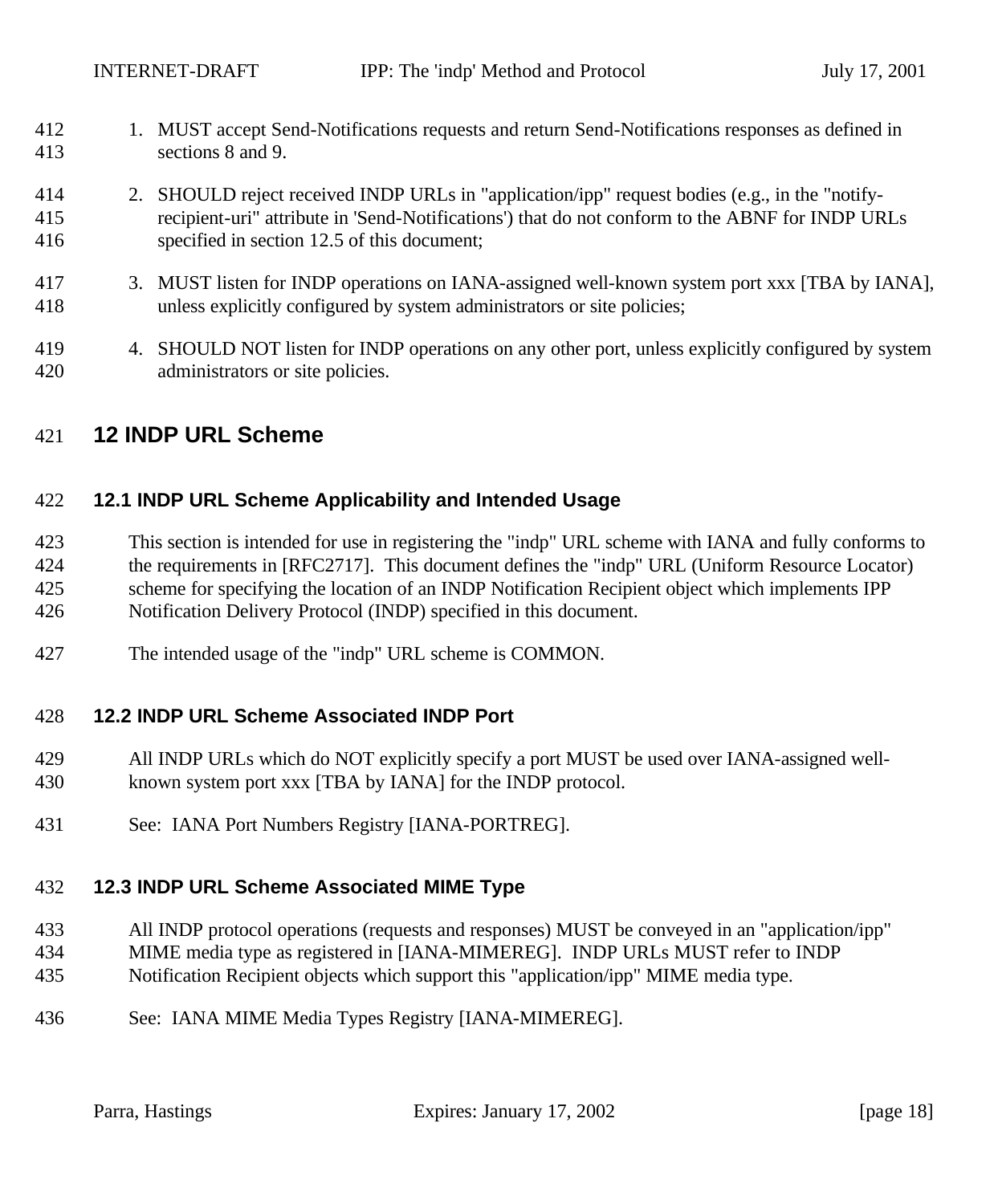1. MUST accept Send-Notifications requests and return Send-Notifications responses as defined in sections 8 and 9.

2. SHOULD reject received INDP URLs in "application/ipp" request bodies (e.g., in the "notify-recipient-uri" attribute in 'Send-Notifications') that do not conform to the ABNF for INDP URLs specified in section 12.5 of this document;

3. MUST listen for INDP operations on IANA-assigned well-known system port xxx [TBA by IANA], unless explicitly configured by system administrators or site policies;

4. SHOULD NOT listen for INDP operations on any other port, unless explicitly configured by system administrators or site policies.

# 12 INDP URL Scheme

## 12.1 INDP URL Scheme Applicability and Intended Usage

This section is intended for use in registering the "indp" URL scheme with IANA and fully conforms to the requirements in [RFC2717]. This document defines the "indp" URL (Uniform Resource Locator) scheme for specifying the location of an INDP Notification Recipient object which implements IPP Notification Delivery Protocol (INDP) specified in this document.

The intended usage of the "indp" URL scheme is COMMON.

## 12.2 INDP URL Scheme Associated INDP Port

All INDP URLs which do NOT explicitly specify a port MUST be used over IANA-assigned well-known system port xxx [TBA by IANA] for the INDP protocol.

See: IANA Port Numbers Registry [IANA-PORTREG].

## 12.3 INDP URL Scheme Associated MIME Type

All INDP protocol operations (requests and responses) MUST be conveyed in an "application/ipp" MIME media type as registered in [IANA-MIMEREG]. INDP URLs MUST refer to INDP Notification Recipient objects which support this "application/ipp" MIME media type.

See: IANA MIME Media Types Registry [IANA-MIMEREG].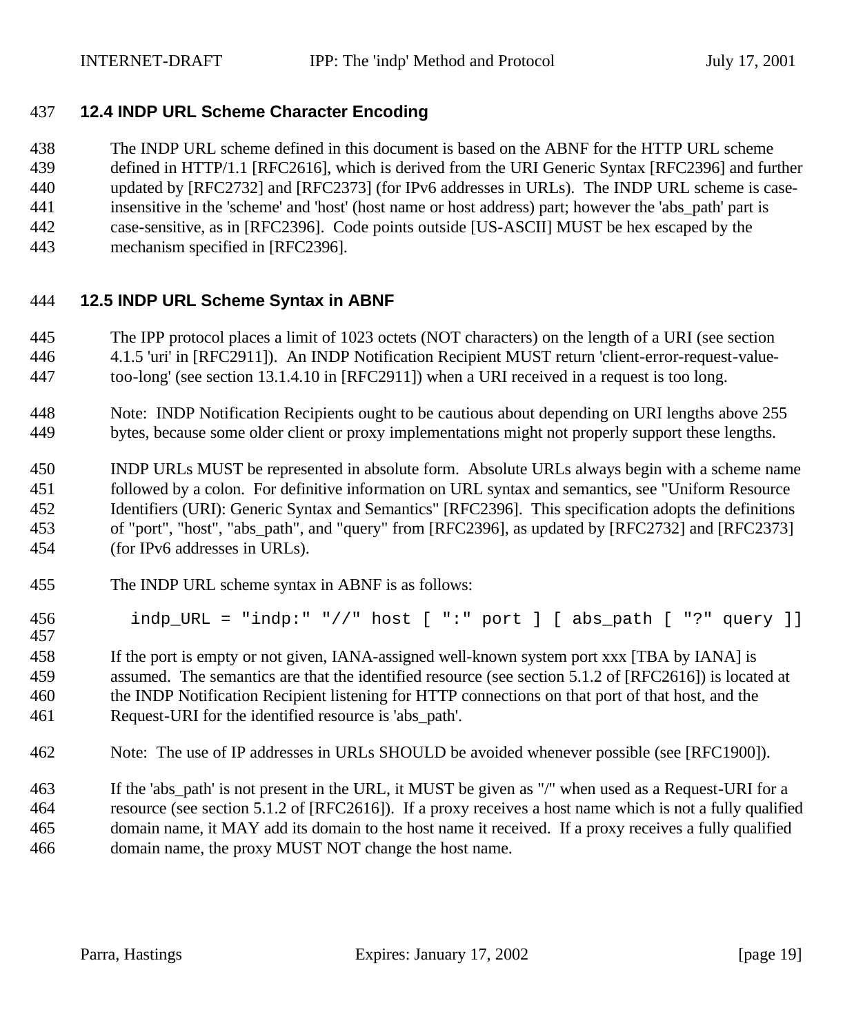### 12.4 INDP URL Scheme Character Encoding

The INDP URL scheme defined in this document is based on the ABNF for the HTTP URL scheme defined in HTTP/1.1 [RFC2616], which is derived from the URI Generic Syntax [RFC2396] and further updated by [RFC2732] and [RFC2373] (for IPv6 addresses in URLs). The INDP URL scheme is case-insensitive in the 'scheme' and 'host' (host name or host address) part; however the 'abs_path' part is case-sensitive, as in [RFC2396]. Code points outside [US-ASCII] MUST be hex escaped by the mechanism specified in [RFC2396].

### 12.5 INDP URL Scheme Syntax in ABNF

The IPP protocol places a limit of 1023 octets (NOT characters) on the length of a URI (see section 4.1.5 'uri' in [RFC2911]). An INDP Notification Recipient MUST return 'client-error-request-value-too-long' (see section 13.1.4.10 in [RFC2911]) when a URI received in a request is too long.

Note: INDP Notification Recipients ought to be cautious about depending on URI lengths above 255 bytes, because some older client or proxy implementations might not properly support these lengths.

INDP URLs MUST be represented in absolute form. Absolute URLs always begin with a scheme name followed by a colon. For definitive information on URL syntax and semantics, see "Uniform Resource Identifiers (URI): Generic Syntax and Semantics" [RFC2396]. This specification adopts the definitions of "port", "host", "abs_path", and "query" from [RFC2396], as updated by [RFC2732] and [RFC2373] (for IPv6 addresses in URLs).

The INDP URL scheme syntax in ABNF is as follows:

```
indp_URL = "indp:" "//" host [ ":" port ] [ abs_path [ "?" query ]]
```

If the port is empty or not given, IANA-assigned well-known system port xxx [TBA by IANA] is assumed. The semantics are that the identified resource (see section 5.1.2 of [RFC2616]) is located at the INDP Notification Recipient listening for HTTP connections on that port of that host, and the Request-URI for the identified resource is 'abs_path'.

Note: The use of IP addresses in URLs SHOULD be avoided whenever possible (see [RFC1900]).

If the 'abs_path' is not present in the URL, it MUST be given as "/" when used as a Request-URI for a resource (see section 5.1.2 of [RFC2616]). If a proxy receives a host name which is not a fully qualified domain name, it MAY add its domain to the host name it received. If a proxy receives a fully qualified domain name, the proxy MUST NOT change the host name.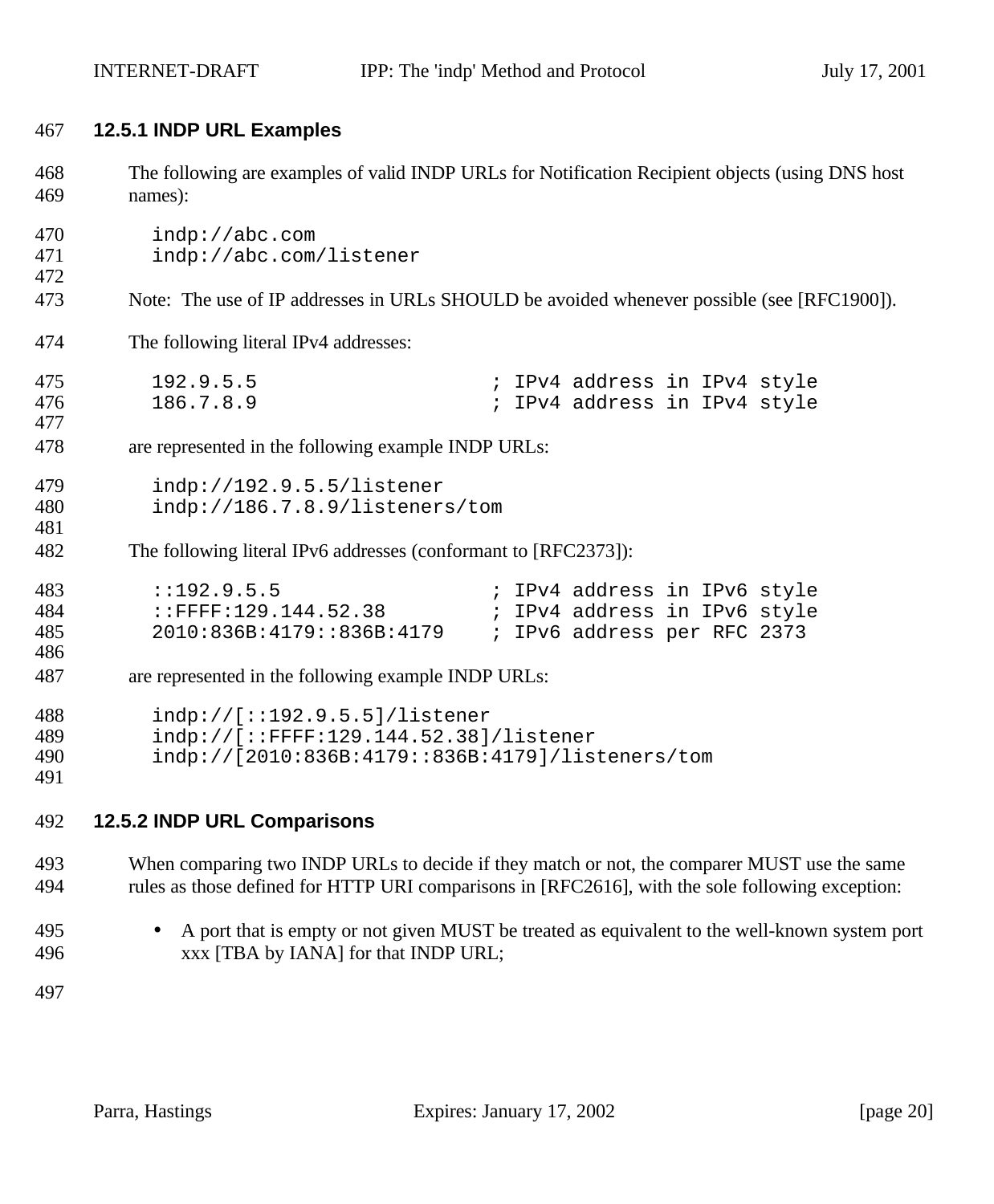### 12.5.1 INDP URL Examples

The following are examples of valid INDP URLs for Notification Recipient objects (using DNS host names):

```
indp://abc.com
indp://abc.com/listener
```

Note: The use of IP addresses in URLs SHOULD be avoided whenever possible (see [RFC1900]).

The following literal IPv4 addresses:

```
192.9.5.5                 ; IPv4 address in IPv4 style
186.7.8.9                 ; IPv4 address in IPv4 style
```

are represented in the following example INDP URLs:

```
indp://192.9.5.5/listener
indp://186.7.8.9/listeners/tom
```

The following literal IPv6 addresses (conformant to [RFC2373]):

```
::192.9.5.5               ; IPv4 address in IPv6 style
::FFFF:129.144.52.38      ; IPv4 address in IPv6 style
2010:836B:4179::836B:4179 ; IPv6 address per RFC 2373
```

are represented in the following example INDP URLs:

```
indp://[::192.9.5.5]/listener
indp://[::FFFF:129.144.52.38]/listener
indp://[2010:836B:4179::836B:4179]/listeners/tom
```

### 12.5.2 INDP URL Comparisons

When comparing two INDP URLs to decide if they match or not, the comparer MUST use the same rules as those defined for HTTP URI comparisons in [RFC2616], with the sole following exception:

- A port that is empty or not given MUST be treated as equivalent to the well-known system port xxx [TBA by IANA] for that INDP URL;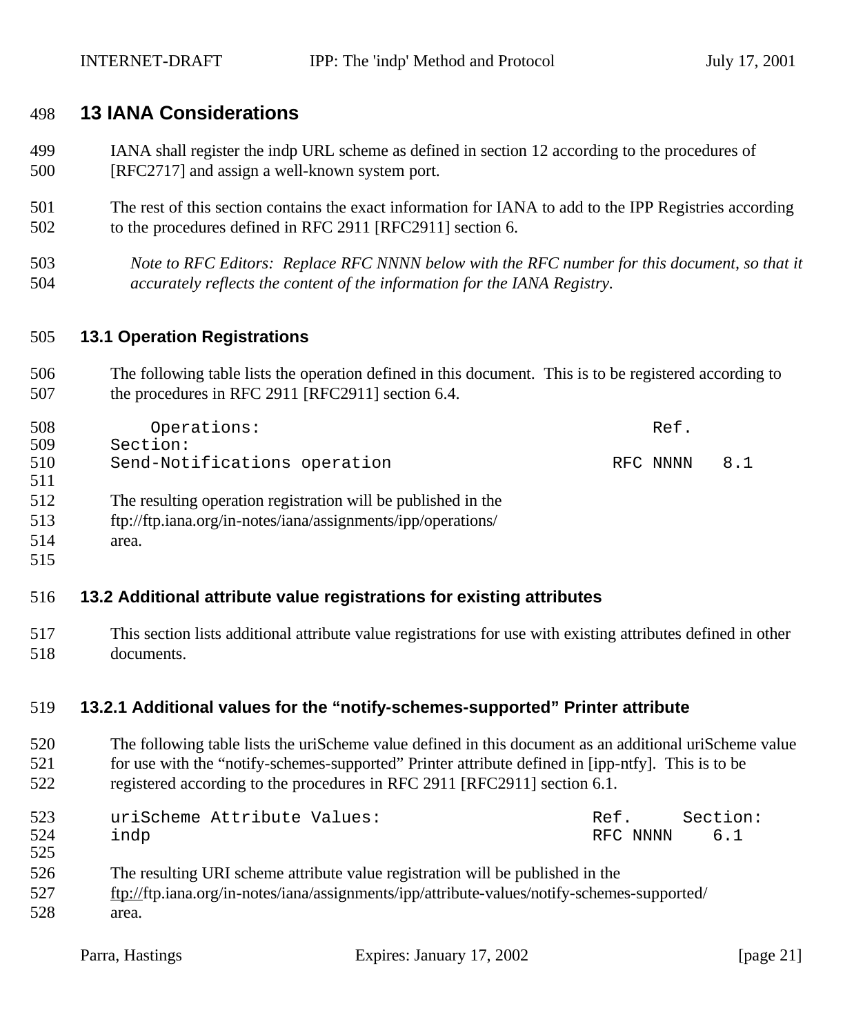# 13 IANA Considerations

IANA shall register the indp URL scheme as defined in section 12 according to the procedures of [RFC2717] and assign a well-known system port.

The rest of this section contains the exact information for IANA to add to the IPP Registries according to the procedures defined in RFC 2911 [RFC2911] section 6.

*Note to RFC Editors: Replace RFC NNNN below with the RFC number for this document, so that it accurately reflects the content of the information for the IANA Registry.*

## 13.1 Operation Registrations

The following table lists the operation defined in this document. This is to be registered according to the procedures in RFC 2911 [RFC2911] section 6.4.

```
    Operations:                                     Ref.
Section:
Send-Notifications operation                    RFC NNNN   8.1
```

The resulting operation registration will be published in the ftp://ftp.iana.org/in-notes/iana/assignments/ipp/operations/ area.

## 13.2 Additional attribute value registrations for existing attributes

This section lists additional attribute value registrations for use with existing attributes defined in other documents.

### 13.2.1 Additional values for the “notify-schemes-supported” Printer attribute

The following table lists the uriScheme value defined in this document as an additional uriScheme value for use with the “notify-schemes-supported” Printer attribute defined in [ipp-ntfy]. This is to be registered according to the procedures in RFC 2911 [RFC2911] section 6.1.

```
uriScheme Attribute Values:                 Ref.     Section:
indp                                        RFC NNNN    6.1
```

The resulting URI scheme attribute value registration will be published in the ftp://ftp.iana.org/in-notes/iana/assignments/ipp/attribute-values/notify-schemes-supported/ area.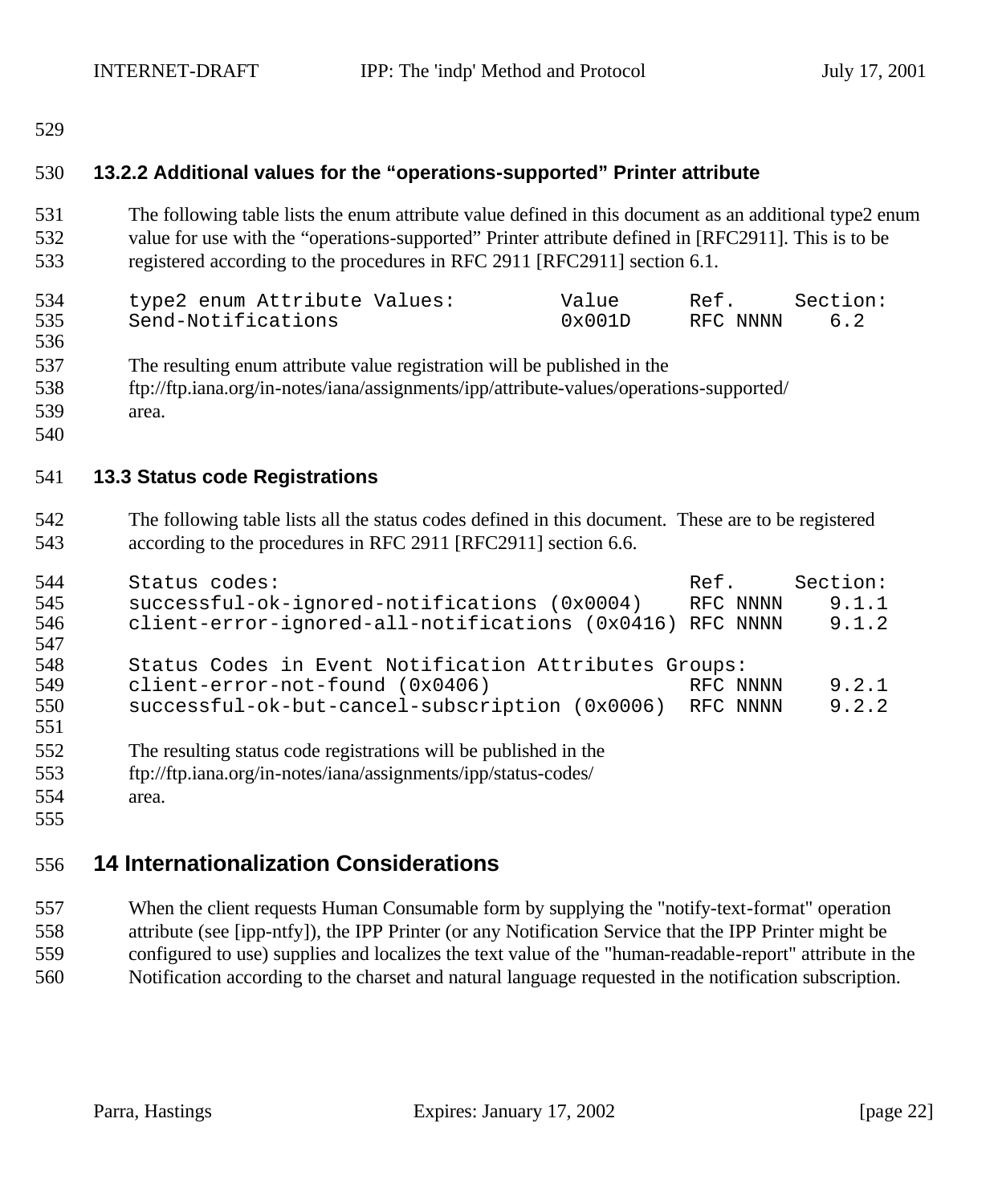### 13.2.2 Additional values for the “operations-supported” Printer attribute

The following table lists the enum attribute value defined in this document as an additional type2 enum value for use with the “operations-supported” Printer attribute defined in [RFC2911]. This is to be registered according to the procedures in RFC 2911 [RFC2911] section 6.1.

```
type2 enum Attribute Values:         Value      Ref.      Section:
Send-Notifications                   0x001D     RFC NNNN    6.2
```

The resulting enum attribute value registration will be published in the ftp://ftp.iana.org/in-notes/iana/assignments/ipp/attribute-values/operations-supported/ area.

## 13.3 Status code Registrations

The following table lists all the status codes defined in this document. These are to be registered according to the procedures in RFC 2911 [RFC2911] section 6.6.

```
Status codes:                                       Ref.      Section:
successful-ok-ignored-notifications (0x0004)        RFC NNNN    9.1.1
client-error-ignored-all-notifications (0x0416)     RFC NNNN    9.1.2

Status Codes in Event Notification Attributes Groups:
client-error-not-found (0x0406)                     RFC NNNN    9.2.1
successful-ok-but-cancel-subscription (0x0006)      RFC NNNN    9.2.2
```

The resulting status code registrations will be published in the ftp://ftp.iana.org/in-notes/iana/assignments/ipp/status-codes/ area.

# 14 Internationalization Considerations

When the client requests Human Consumable form by supplying the "notify-text-format" operation attribute (see [ipp-ntfy]), the IPP Printer (or any Notification Service that the IPP Printer might be configured to use) supplies and localizes the text value of the "human-readable-report" attribute in the Notification according to the charset and natural language requested in the notification subscription.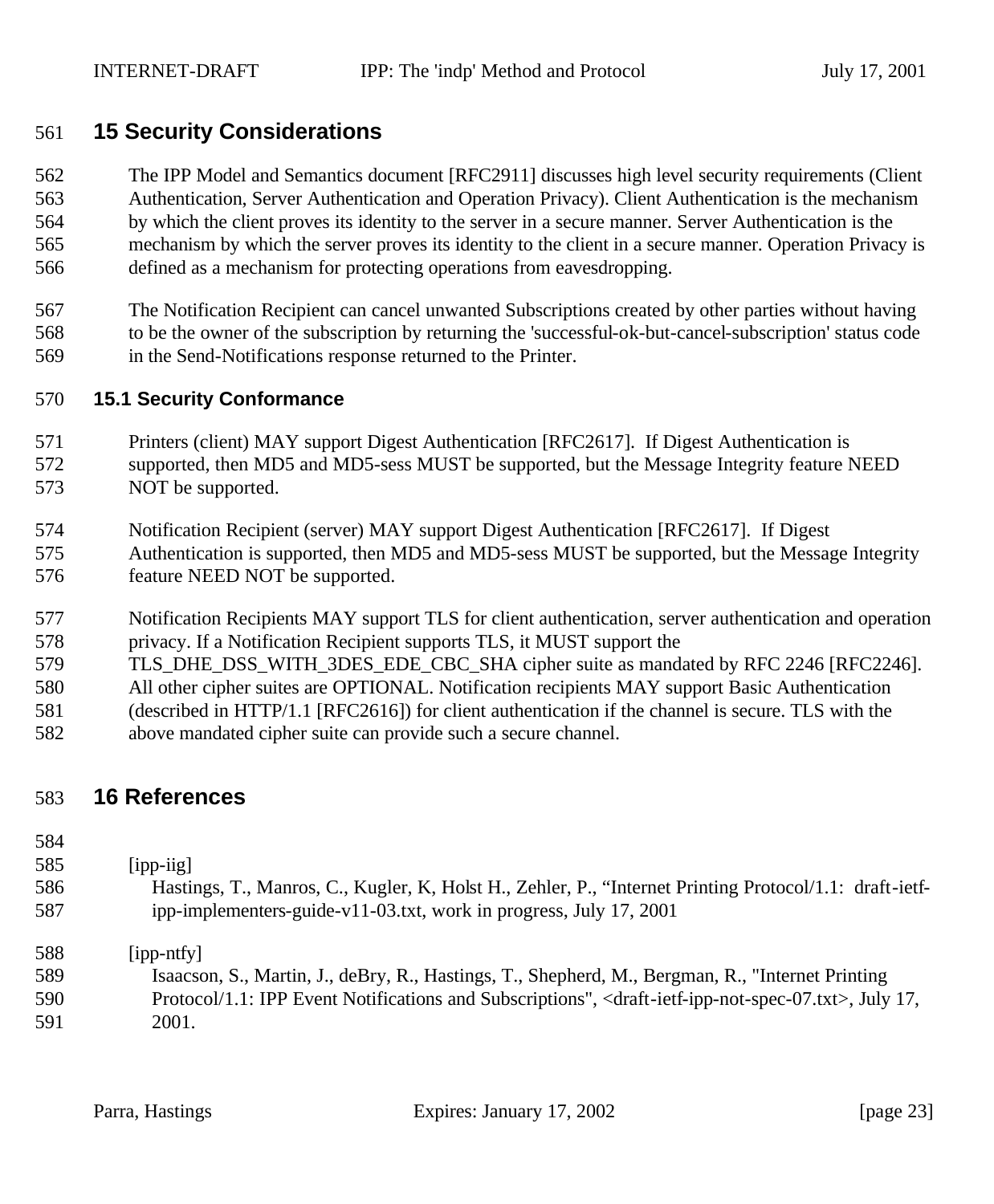# 15 Security Considerations

The IPP Model and Semantics document [RFC2911] discusses high level security requirements (Client Authentication, Server Authentication and Operation Privacy). Client Authentication is the mechanism by which the client proves its identity to the server in a secure manner. Server Authentication is the mechanism by which the server proves its identity to the client in a secure manner. Operation Privacy is defined as a mechanism for protecting operations from eavesdropping.

The Notification Recipient can cancel unwanted Subscriptions created by other parties without having to be the owner of the subscription by returning the 'successful-ok-but-cancel-subscription' status code in the Send-Notifications response returned to the Printer.

## 15.1 Security Conformance

Printers (client) MAY support Digest Authentication [RFC2617]. If Digest Authentication is supported, then MD5 and MD5-sess MUST be supported, but the Message Integrity feature NEED NOT be supported.

Notification Recipient (server) MAY support Digest Authentication [RFC2617]. If Digest Authentication is supported, then MD5 and MD5-sess MUST be supported, but the Message Integrity feature NEED NOT be supported.

Notification Recipients MAY support TLS for client authentication, server authentication and operation privacy. If a Notification Recipient supports TLS, it MUST support the TLS_DHE_DSS_WITH_3DES_EDE_CBC_SHA cipher suite as mandated by RFC 2246 [RFC2246]. All other cipher suites are OPTIONAL. Notification recipients MAY support Basic Authentication (described in HTTP/1.1 [RFC2616]) for client authentication if the channel is secure. TLS with the above mandated cipher suite can provide such a secure channel.

# 16 References

[ipp-iig]
Hastings, T., Manros, C., Kugler, K, Holst H., Zehler, P., "Internet Printing Protocol/1.1: draft-ietf-ipp-implementers-guide-v11-03.txt, work in progress, July 17, 2001

[ipp-ntfy]
Isaacson, S., Martin, J., deBry, R., Hastings, T., Shepherd, M., Bergman, R., "Internet Printing Protocol/1.1: IPP Event Notifications and Subscriptions", <draft-ietf-ipp-not-spec-07.txt>, July 17, 2001.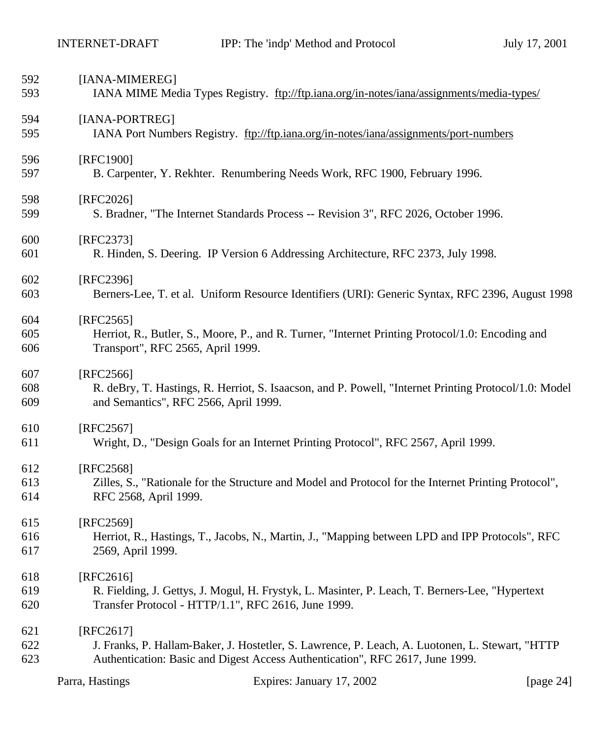592 [IANA-MIMEREG]
593 IANA MIME Media Types Registry. ftp://ftp.iana.org/in-notes/iana/assignments/media-types/

594 [IANA-PORTREG]
595 IANA Port Numbers Registry. ftp://ftp.iana.org/in-notes/iana/assignments/port-numbers

596 [RFC1900]
597 B. Carpenter, Y. Rekhter. Renumbering Needs Work, RFC 1900, February 1996.

598 [RFC2026]
599 S. Bradner, "The Internet Standards Process -- Revision 3", RFC 2026, October 1996.

600 [RFC2373]
601 R. Hinden, S. Deering. IP Version 6 Addressing Architecture, RFC 2373, July 1998.

602 [RFC2396]
603 Berners-Lee, T. et al. Uniform Resource Identifiers (URI): Generic Syntax, RFC 2396, August 1998

604 [RFC2565]
605 Herriot, R., Butler, S., Moore, P., and R. Turner, "Internet Printing Protocol/1.0: Encoding and
606 Transport", RFC 2565, April 1999.

607 [RFC2566]
608 R. deBry, T. Hastings, R. Herriot, S. Isaacson, and P. Powell, "Internet Printing Protocol/1.0: Model
609 and Semantics", RFC 2566, April 1999.

610 [RFC2567]
611 Wright, D., "Design Goals for an Internet Printing Protocol", RFC 2567, April 1999.

612 [RFC2568]
613 Zilles, S., "Rationale for the Structure and Model and Protocol for the Internet Printing Protocol",
614 RFC 2568, April 1999.

615 [RFC2569]
616 Herriot, R., Hastings, T., Jacobs, N., Martin, J., "Mapping between LPD and IPP Protocols", RFC
617 2569, April 1999.

618 [RFC2616]
619 R. Fielding, J. Gettys, J. Mogul, H. Frystyk, L. Masinter, P. Leach, T. Berners-Lee, "Hypertext
620 Transfer Protocol - HTTP/1.1", RFC 2616, June 1999.

621 [RFC2617]
622 J. Franks, P. Hallam-Baker, J. Hostetler, S. Lawrence, P. Leach, A. Luotonen, L. Stewart, "HTTP
623 Authentication: Basic and Digest Access Authentication", RFC 2617, June 1999.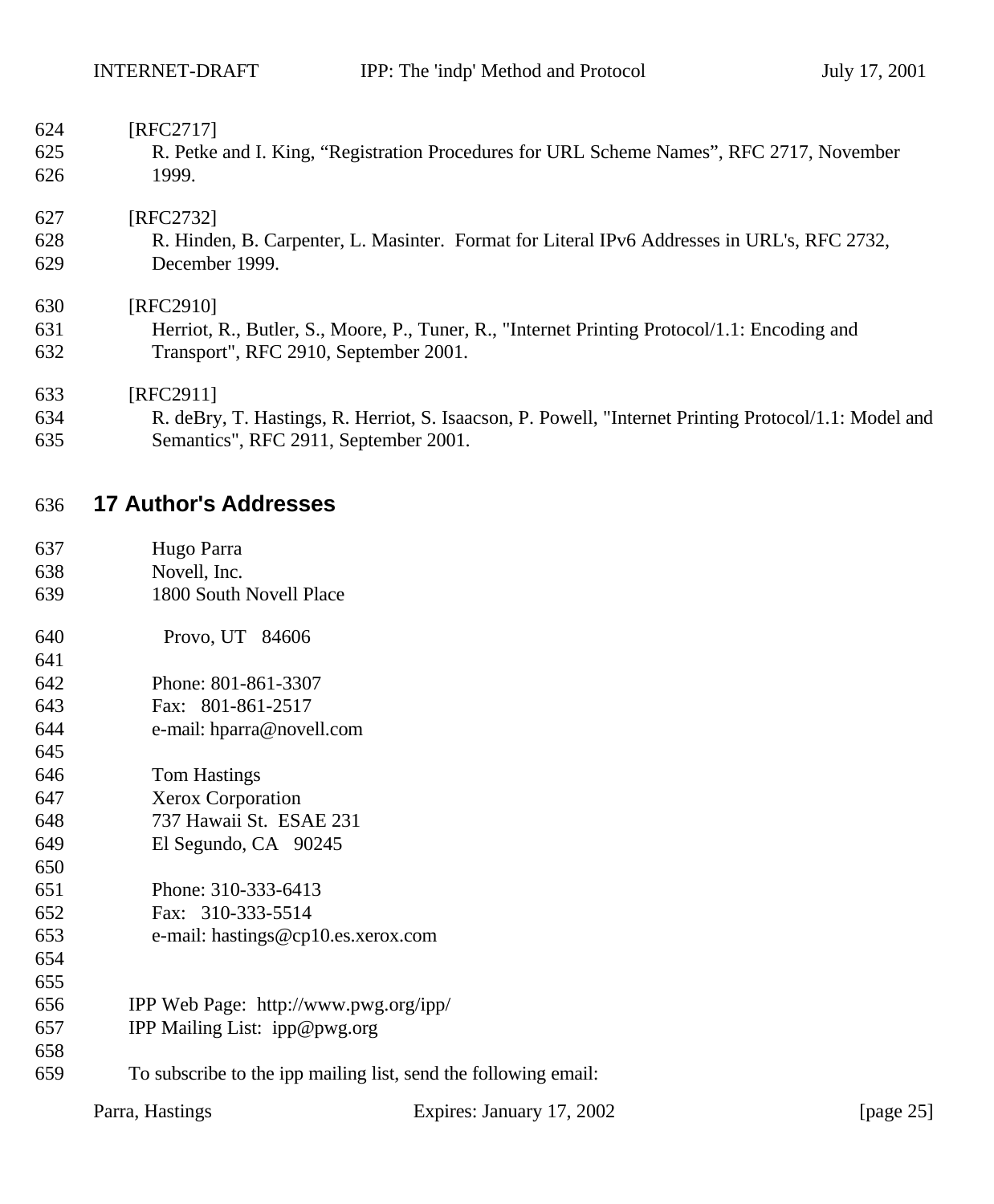[RFC2717]

R. Petke and I. King, “Registration Procedures for URL Scheme Names”, RFC 2717, November 1999.

[RFC2732]

R. Hinden, B. Carpenter, L. Masinter. Format for Literal IPv6 Addresses in URL's, RFC 2732, December 1999.

[RFC2910]

Herriot, R., Butler, S., Moore, P., Tuner, R., "Internet Printing Protocol/1.1: Encoding and Transport", RFC 2910, September 2001.

[RFC2911]

R. deBry, T. Hastings, R. Herriot, S. Isaacson, P. Powell, "Internet Printing Protocol/1.1: Model and Semantics", RFC 2911, September 2001.

## 17 Author's Addresses

Hugo Parra
Novell, Inc.
1800 South Novell Place

Provo, UT 84606

Phone: 801-861-3307
Fax: 801-861-2517
e-mail: hparra@novell.com

Tom Hastings
Xerox Corporation
737 Hawaii St. ESAE 231
El Segundo, CA 90245

Phone: 310-333-6413
Fax: 310-333-5514
e-mail: hastings@cp10.es.xerox.com

IPP Web Page: http://www.pwg.org/ipp/
IPP Mailing List: ipp@pwg.org

To subscribe to the ipp mailing list, send the following email: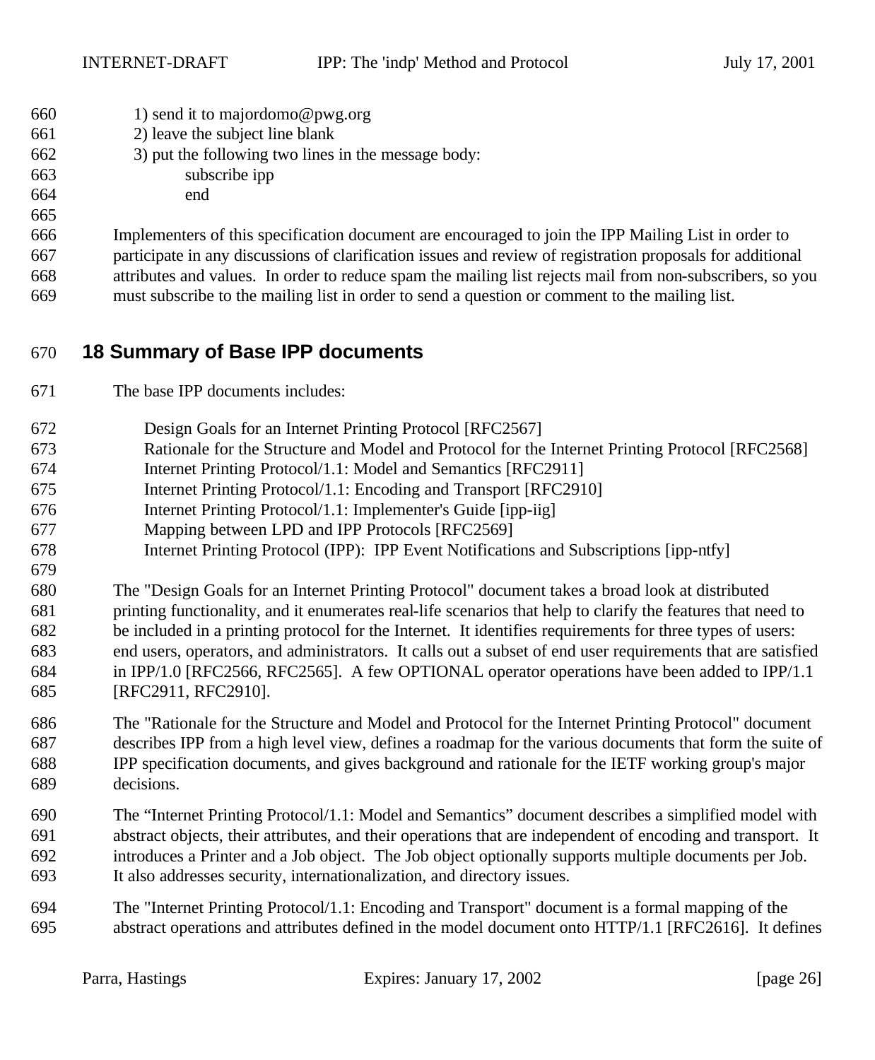1) send it to majordomo@pwg.org
2) leave the subject line blank
3) put the following two lines in the message body:
    subscribe ipp
    end

Implementers of this specification document are encouraged to join the IPP Mailing List in order to participate in any discussions of clarification issues and review of registration proposals for additional attributes and values. In order to reduce spam the mailing list rejects mail from non-subscribers, so you must subscribe to the mailing list in order to send a question or comment to the mailing list.

# 18 Summary of Base IPP documents

The base IPP documents includes:

Design Goals for an Internet Printing Protocol [RFC2567]
Rationale for the Structure and Model and Protocol for the Internet Printing Protocol [RFC2568]
Internet Printing Protocol/1.1: Model and Semantics [RFC2911]
Internet Printing Protocol/1.1: Encoding and Transport [RFC2910]
Internet Printing Protocol/1.1: Implementer's Guide [ipp-iig]
Mapping between LPD and IPP Protocols [RFC2569]
Internet Printing Protocol (IPP): IPP Event Notifications and Subscriptions [ipp-ntfy]

The "Design Goals for an Internet Printing Protocol" document takes a broad look at distributed printing functionality, and it enumerates real-life scenarios that help to clarify the features that need to be included in a printing protocol for the Internet. It identifies requirements for three types of users: end users, operators, and administrators. It calls out a subset of end user requirements that are satisfied in IPP/1.0 [RFC2566, RFC2565]. A few OPTIONAL operator operations have been added to IPP/1.1 [RFC2911, RFC2910].

The "Rationale for the Structure and Model and Protocol for the Internet Printing Protocol" document describes IPP from a high level view, defines a roadmap for the various documents that form the suite of IPP specification documents, and gives background and rationale for the IETF working group's major decisions.

The "Internet Printing Protocol/1.1: Model and Semantics" document describes a simplified model with abstract objects, their attributes, and their operations that are independent of encoding and transport. It introduces a Printer and a Job object. The Job object optionally supports multiple documents per Job. It also addresses security, internationalization, and directory issues.

The "Internet Printing Protocol/1.1: Encoding and Transport" document is a formal mapping of the abstract operations and attributes defined in the model document onto HTTP/1.1 [RFC2616]. It defines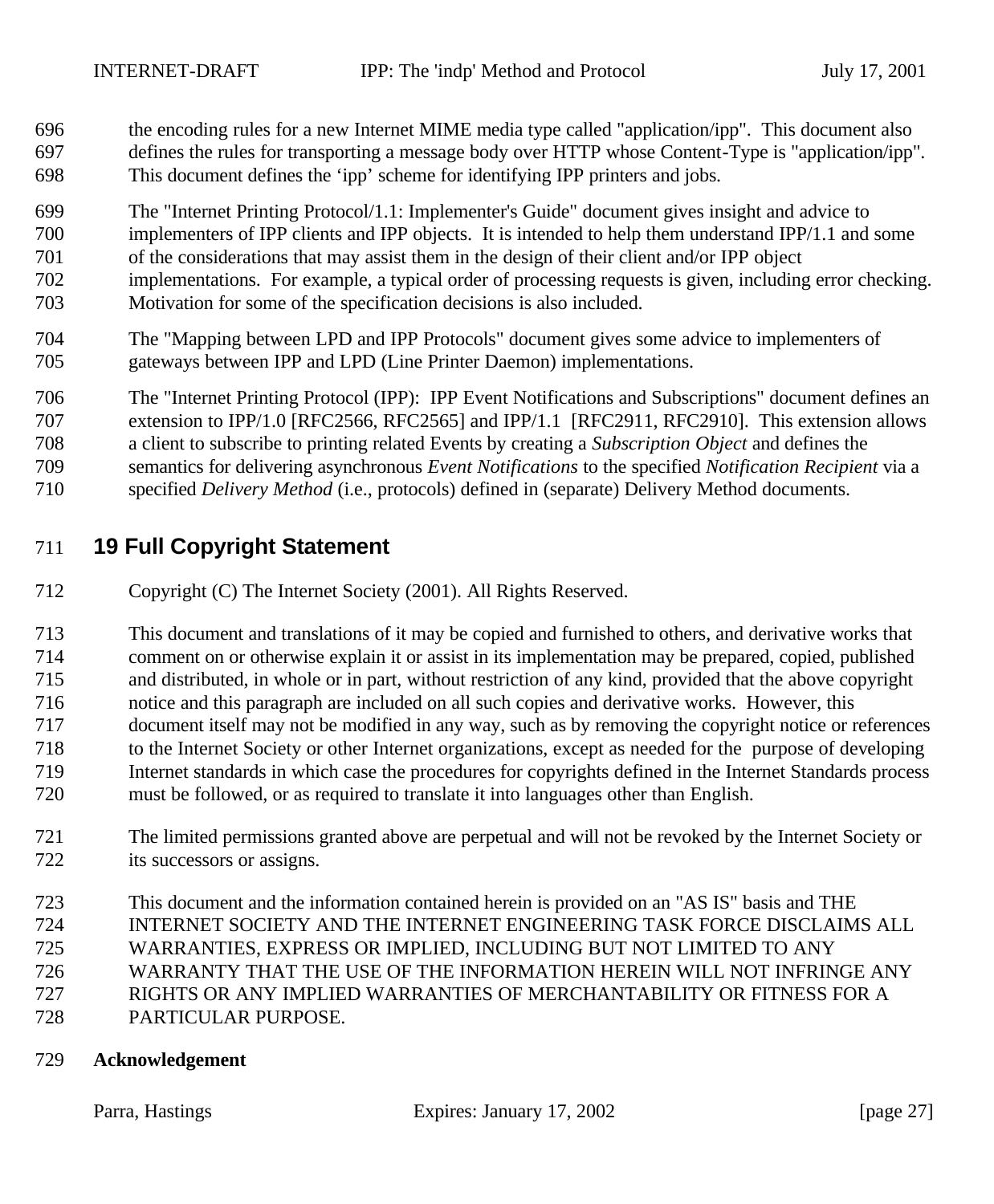the encoding rules for a new Internet MIME media type called "application/ipp". This document also defines the rules for transporting a message body over HTTP whose Content-Type is "application/ipp". This document defines the 'ipp' scheme for identifying IPP printers and jobs.

The "Internet Printing Protocol/1.1: Implementer's Guide" document gives insight and advice to implementers of IPP clients and IPP objects. It is intended to help them understand IPP/1.1 and some of the considerations that may assist them in the design of their client and/or IPP object implementations. For example, a typical order of processing requests is given, including error checking. Motivation for some of the specification decisions is also included.

The "Mapping between LPD and IPP Protocols" document gives some advice to implementers of gateways between IPP and LPD (Line Printer Daemon) implementations.

The "Internet Printing Protocol (IPP): IPP Event Notifications and Subscriptions" document defines an extension to IPP/1.0 [RFC2566, RFC2565] and IPP/1.1 [RFC2911, RFC2910]. This extension allows a client to subscribe to printing related Events by creating a *Subscription Object* and defines the semantics for delivering asynchronous *Event Notifications* to the specified *Notification Recipient* via a specified *Delivery Method* (i.e., protocols) defined in (separate) Delivery Method documents.

# 19 Full Copyright Statement

Copyright (C) The Internet Society (2001). All Rights Reserved.

This document and translations of it may be copied and furnished to others, and derivative works that comment on or otherwise explain it or assist in its implementation may be prepared, copied, published and distributed, in whole or in part, without restriction of any kind, provided that the above copyright notice and this paragraph are included on all such copies and derivative works. However, this document itself may not be modified in any way, such as by removing the copyright notice or references to the Internet Society or other Internet organizations, except as needed for the purpose of developing Internet standards in which case the procedures for copyrights defined in the Internet Standards process must be followed, or as required to translate it into languages other than English.

The limited permissions granted above are perpetual and will not be revoked by the Internet Society or its successors or assigns.

This document and the information contained herein is provided on an "AS IS" basis and THE INTERNET SOCIETY AND THE INTERNET ENGINEERING TASK FORCE DISCLAIMS ALL WARRANTIES, EXPRESS OR IMPLIED, INCLUDING BUT NOT LIMITED TO ANY WARRANTY THAT THE USE OF THE INFORMATION HEREIN WILL NOT INFRINGE ANY RIGHTS OR ANY IMPLIED WARRANTIES OF MERCHANTABILITY OR FITNESS FOR A PARTICULAR PURPOSE.

**Acknowledgement**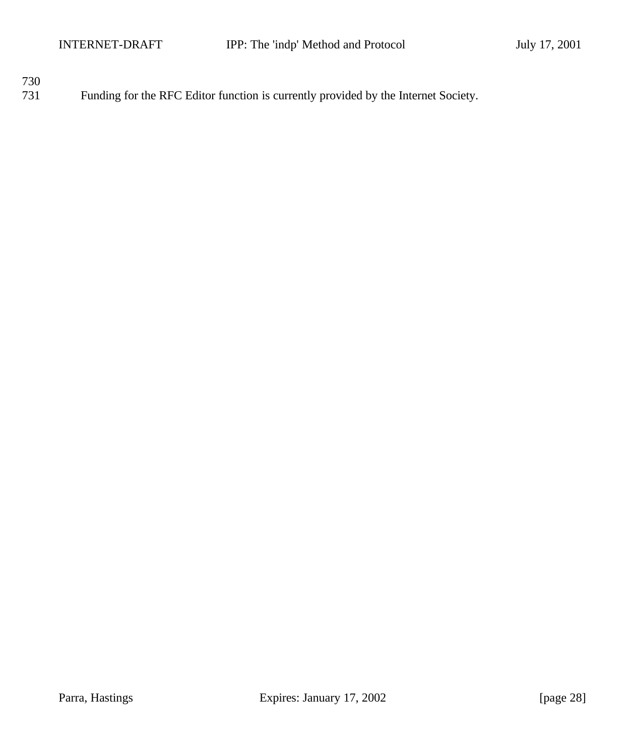Funding for the RFC Editor function is currently provided by the Internet Society.